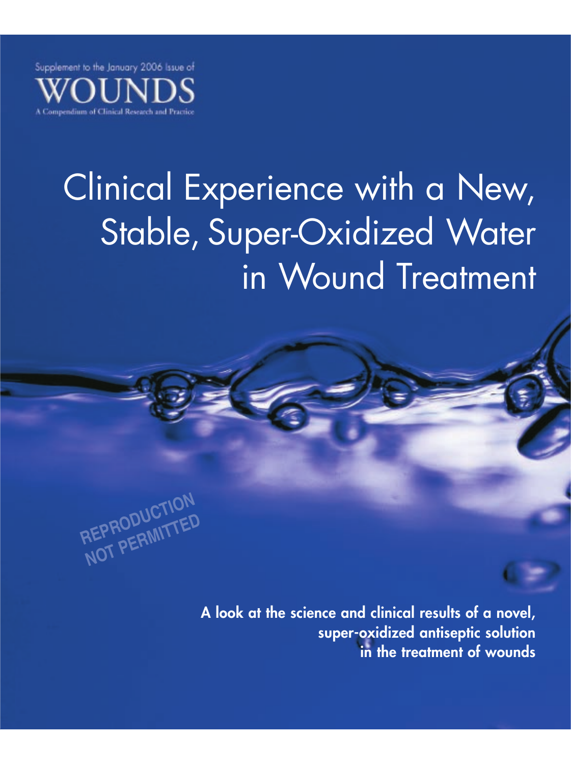Supplement to the January 2006 Issue of

WOUNDS

A Compendium of Clinical Research and Practice

# Clinical Experience with a New, Stable, Super-Oxidized Water in Wound Treatment

REPRODUCTION NOT PERMITTED

**A look at the science and clinical results of a novel, super-oxidized antiseptic solution in the treatment of wounds**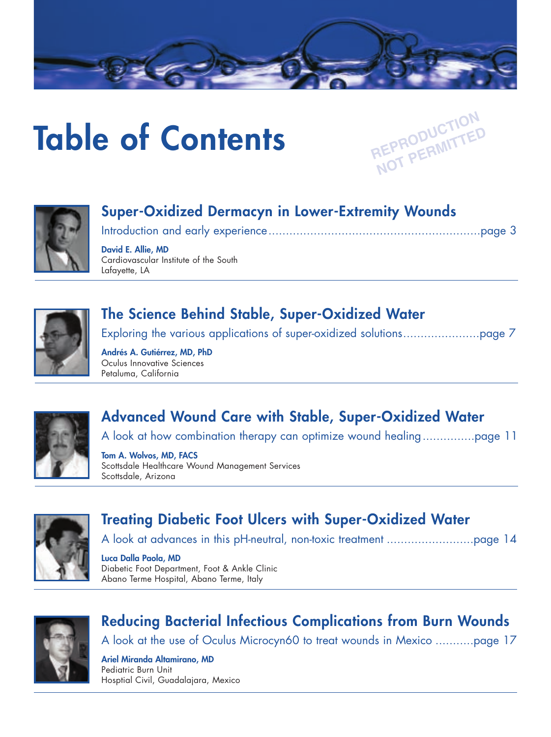# Table of Contents

REPRODUCTION NOT PERMITTED

## Super-Oxidized Dermacyn in Lower-Extremity Wounds

Introduction and early experience ............................................................page 3

**David E. Allie, MD**
Cardiovascular Institute of the South
Lafayette, LA

## The Science Behind Stable, Super-Oxidized Water

Exploring the various applications of super-oxidized solutions......................page 7

**Andrés A. Gutiérrez, MD, PhD**
Oculus Innovative Sciences
Petaluma, California

## Advanced Wound Care with Stable, Super-Oxidized Water

A look at how combination therapy can optimize wound healing...............page 11

**Tom A. Wolvos, MD, FACS**
Scottsdale Healthcare Wound Management Services
Scottsdale, Arizona

## Treating Diabetic Foot Ulcers with Super-Oxidized Water

A look at advances in this pH-neutral, non-toxic treatment .........................page 14

**Luca Dalla Paola, MD**
Diabetic Foot Department, Foot & Ankle Clinic
Abano Terme Hospital, Abano Terme, Italy

## Reducing Bacterial Infectious Complications from Burn Wounds

A look at the use of Oculus Microcyn60 to treat wounds in Mexico ...........page 17

**Ariel Miranda Altamirano, MD**
Pediatric Burn Unit
Hosptial Civil, Guadalajara, Mexico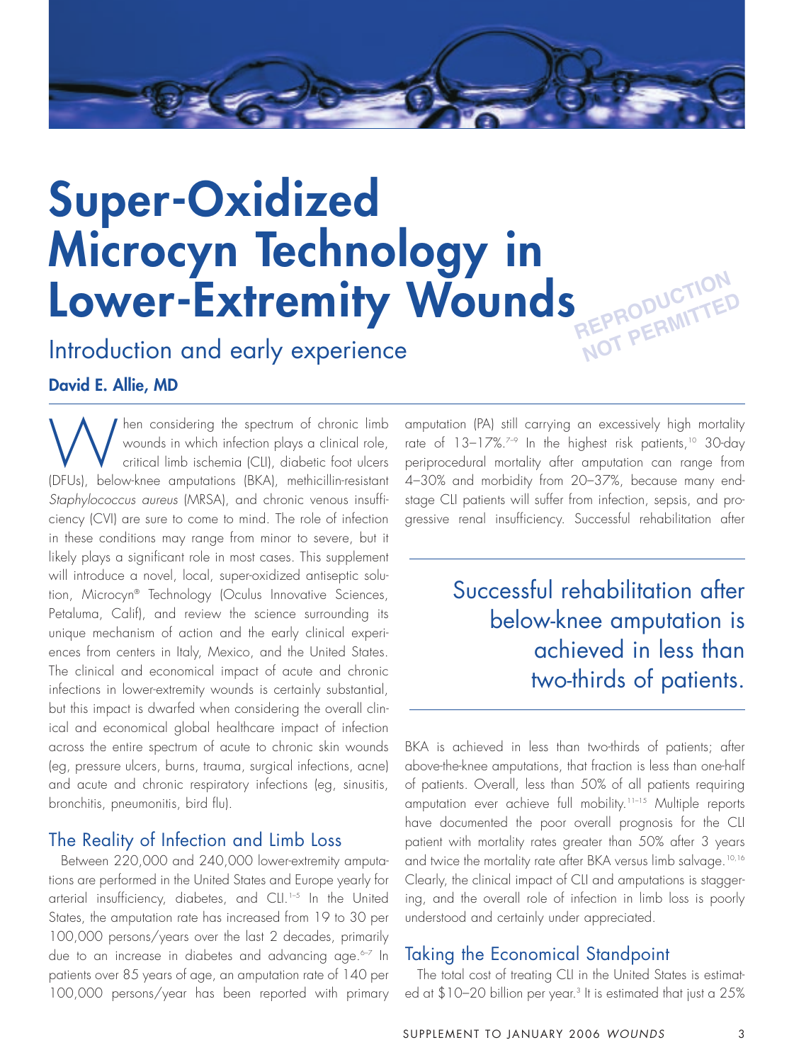# Super-Oxidized Microcyn Technology in Lower-Extremity Wounds

REPRODUCTION NOT PERMITTED

## Introduction and early experience

**David E. Allie, MD**

When considering the spectrum of chronic limb wounds in which infection plays a clinical role, critical limb ischemia (CLI), diabetic foot ulcers (DFUs), below-knee amputations (BKA), methicillin-resistant *Staphylococcus aureus* (MRSA), and chronic venous insufficiency (CVI) are sure to come to mind. The role of infection in these conditions may range from minor to severe, but it likely plays a significant role in most cases. This supplement will introduce a novel, local, super-oxidized antiseptic solution, Microcyn® Technology (Oculus Innovative Sciences, Petaluma, Calif), and review the science surrounding its unique mechanism of action and the early clinical experiences from centers in Italy, Mexico, and the United States. The clinical and economical impact of acute and chronic infections in lower-extremity wounds is certainly substantial, but this impact is dwarfed when considering the overall clinical and economical global healthcare impact of infection across the entire spectrum of acute to chronic skin wounds (eg, pressure ulcers, burns, trauma, surgical infections, acne) and acute and chronic respiratory infections (eg, sinusitis, bronchitis, pneumonitis, bird flu).

### The Reality of Infection and Limb Loss

Between 220,000 and 240,000 lower-extremity amputations are performed in the United States and Europe yearly for arterial insufficiency, diabetes, and CLI.[1–5] In the United States, the amputation rate has increased from 19 to 30 per 100,000 persons/years over the last 2 decades, primarily due to an increase in diabetes and advancing age.[6–7] In patients over 85 years of age, an amputation rate of 140 per 100,000 persons/year has been reported with primary amputation (PA) still carrying an excessively high mortality rate of 13–17%.[7–9] In the highest risk patients,[10] 30-day periprocedural mortality after amputation can range from 4–30% and morbidity from 20–37%, because many end-stage CLI patients will suffer from infection, sepsis, and progressive renal insufficiency. Successful rehabilitation after BKA is achieved in less than two-thirds of patients; after above-the-knee amputations, that fraction is less than one-half of patients. Overall, less than 50% of all patients requiring amputation ever achieve full mobility.[11–15] Multiple reports have documented the poor overall prognosis for the CLI patient with mortality rates greater than 50% after 3 years and twice the mortality rate after BKA versus limb salvage.[10,16] Clearly, the clinical impact of CLI and amputations is staggering, and the overall role of infection in limb loss is poorly understood and certainly under appreciated.

> Successful rehabilitation after below-knee amputation is achieved in less than two-thirds of patients.

### Taking the Economical Standpoint

The total cost of treating CLI in the United States is estimated at $10–20 billion per year.[3] It is estimated that just a 25%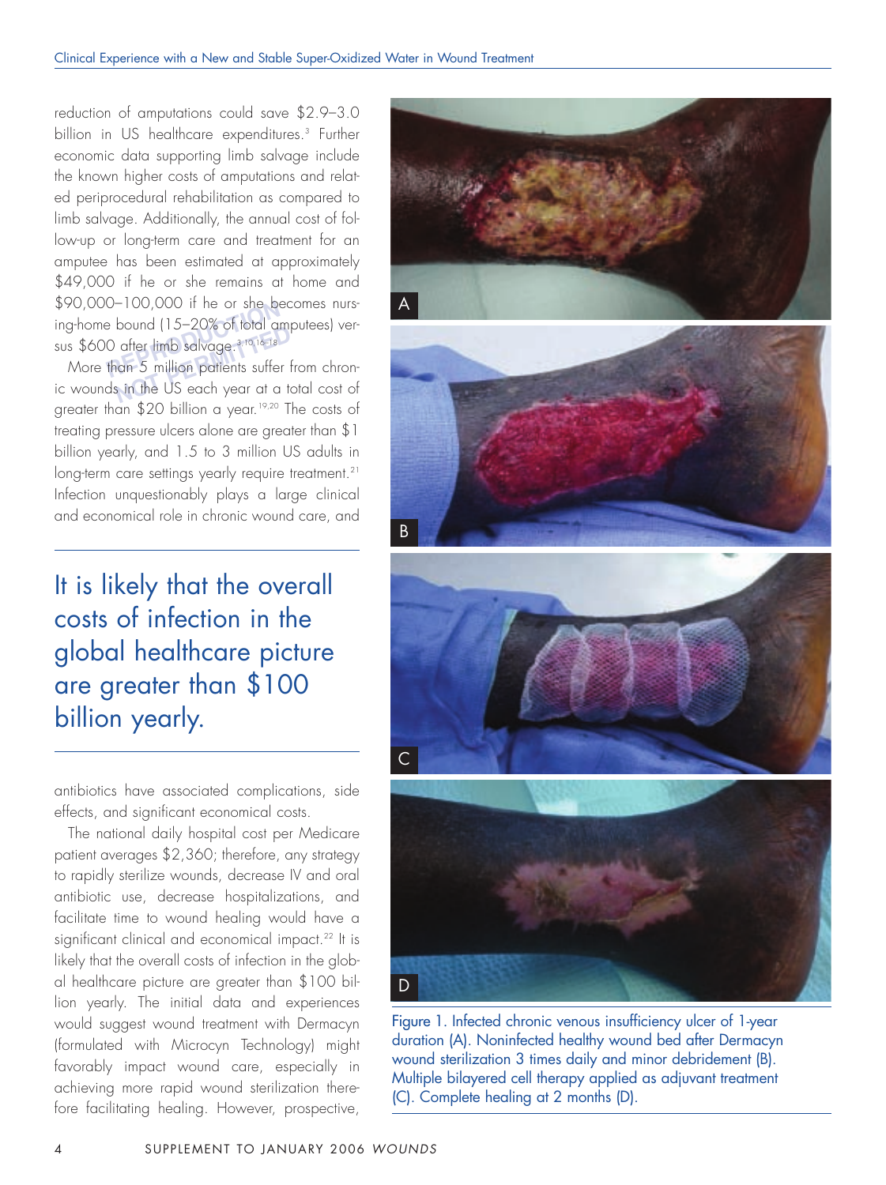reduction of amputations could save $2.9–3.0 billion in US healthcare expenditures.[3] Further economic data supporting limb salvage include the known higher costs of amputations and related periprocedural rehabilitation as compared to limb salvage. Additionally, the annual cost of follow-up or long-term care and treatment for an amputee has been estimated at approximately $49,000 if he or she remains at home and $90,000–100,000 if he or she becomes nursing-home bound (15–20% of total amputees) versus $600 after limb salvage.[3,10,16–18]

More than 5 million patients suffer from chronic wounds in the US each year at a total cost of greater than $20 billion a year.[19,20] The costs of treating pressure ulcers alone are greater than $1 billion yearly, and 1.5 to 3 million US adults in long-term care settings yearly require treatment.[21] Infection unquestionably plays a large clinical and economical role in chronic wound care, and antibiotics have associated complications, side effects, and significant economical costs.

> It is likely that the overall costs of infection in the global healthcare picture are greater than $100 billion yearly.

The national daily hospital cost per Medicare patient averages $2,360; therefore, any strategy to rapidly sterilize wounds, decrease IV and oral antibiotic use, decrease hospitalizations, and facilitate time to wound healing would have a significant clinical and economical impact.[22] It is likely that the overall costs of infection in the global healthcare picture are greater than $100 billion yearly. The initial data and experiences would suggest wound treatment with Dermacyn (formulated with Microcyn Technology) might favorably impact wound care, especially in achieving more rapid wound sterilization therefore facilitating healing. However, prospective,

Figure 1. Infected chronic venous insufficiency ulcer of 1-year duration (A). Noninfected healthy wound bed after Dermacyn wound sterilization 3 times daily and minor debridement (B). Multiple bilayered cell therapy applied as adjuvant treatment (C). Complete healing at 2 months (D).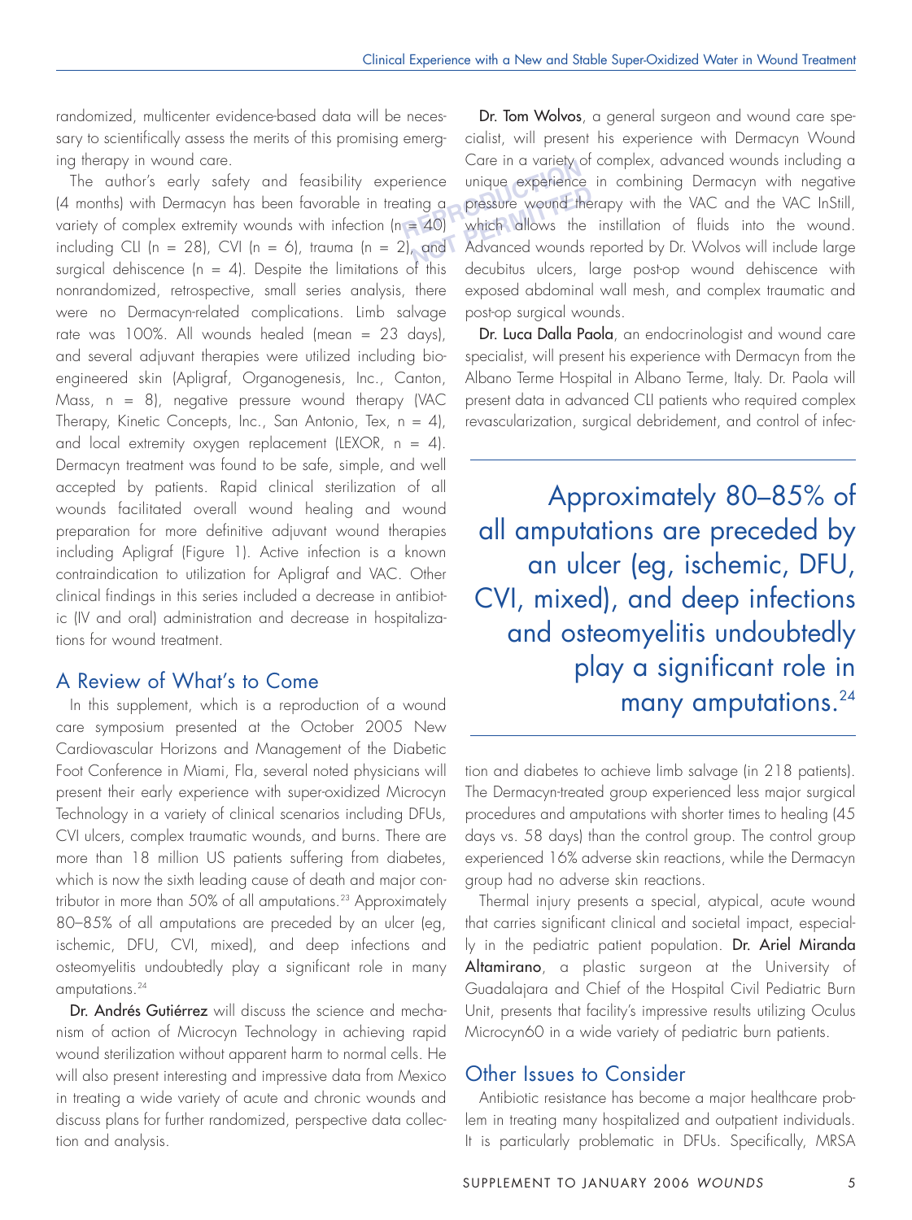randomized, multicenter evidence-based data will be necessary to scientifically assess the merits of this promising emerging therapy in wound care.

The author's early safety and feasibility experience (4 months) with Dermacyn has been favorable in treating a variety of complex extremity wounds with infection (n = 40) including CLI (n = 28), CVI (n = 6), trauma (n = 2), and surgical dehiscence (n = 4). Despite the limitations of this nonrandomized, retrospective, small series analysis, there were no Dermacyn-related complications. Limb salvage rate was 100%. All wounds healed (mean = 23 days), and several adjuvant therapies were utilized including bioengineered skin (Apligraf, Organogenesis, Inc., Canton, Mass, n = 8), negative pressure wound therapy (VAC Therapy, Kinetic Concepts, Inc., San Antonio, Tex, n = 4), and local extremity oxygen replacement (LEXOR, n = 4). Dermacyn treatment was found to be safe, simple, and well accepted by patients. Rapid clinical sterilization of all wounds facilitated overall wound healing and wound preparation for more definitive adjuvant wound therapies including Apligraf (Figure 1). Active infection is a known contraindication to utilization for Apligraf and VAC. Other clinical findings in this series included a decrease in antibiotic (IV and oral) administration and decrease in hospitalizations for wound treatment.

## A Review of What's to Come

In this supplement, which is a reproduction of a wound care symposium presented at the October 2005 New Cardiovascular Horizons and Management of the Diabetic Foot Conference in Miami, Fla, several noted physicians will present their early experience with super-oxidized Microcyn Technology in a variety of clinical scenarios including DFUs, CVI ulcers, complex traumatic wounds, and burns. There are more than 18 million US patients suffering from diabetes, which is now the sixth leading cause of death and major contributor in more than 50% of all amputations.[23] Approximately 80–85% of all amputations are preceded by an ulcer (eg, ischemic, DFU, CVI, mixed), and deep infections and osteomyelitis undoubtedly play a significant role in many amputations.[24]

**Dr. Andrés Gutiérrez** will discuss the science and mechanism of action of Microcyn Technology in achieving rapid wound sterilization without apparent harm to normal cells. He will also present interesting and impressive data from Mexico in treating a wide variety of acute and chronic wounds and discuss plans for further randomized, perspective data collection and analysis.

**Dr. Tom Wolvos**, a general surgeon and wound care specialist, will present his experience with Dermacyn Wound Care in a variety of complex, advanced wounds including a unique experience in combining Dermacyn with negative pressure wound therapy with the VAC and the VAC InStill, which allows the instillation of fluids into the wound. Advanced wounds reported by Dr. Wolvos will include large decubitus ulcers, large post-op wound dehiscence with exposed abdominal wall mesh, and complex traumatic and post-op surgical wounds.

**Dr. Luca Dalla Paola**, an endocrinologist and wound care specialist, will present his experience with Dermacyn from the Albano Terme Hospital in Albano Terme, Italy. Dr. Paola will present data in advanced CLI patients who required complex revascularization, surgical debridement, and control of infection and diabetes to achieve limb salvage (in 218 patients). The Dermacyn-treated group experienced less major surgical procedures and amputations with shorter times to healing (45 days vs. 58 days) than the control group. The control group experienced 16% adverse skin reactions, while the Dermacyn group had no adverse skin reactions.

> Approximately 80–85% of all amputations are preceded by an ulcer (eg, ischemic, DFU, CVI, mixed), and deep infections and osteomyelitis undoubtedly play a significant role in many amputations.[24]

Thermal injury presents a special, atypical, acute wound that carries significant clinical and societal impact, especially in the pediatric patient population. **Dr. Ariel Miranda Altamirano**, a plastic surgeon at the University of Guadalajara and Chief of the Hospital Civil Pediatric Burn Unit, presents that facility's impressive results utilizing Oculus Microcyn60 in a wide variety of pediatric burn patients.

## Other Issues to Consider

Antibiotic resistance has become a major healthcare problem in treating many hospitalized and outpatient individuals. It is particularly problematic in DFUs. Specifically, MRSA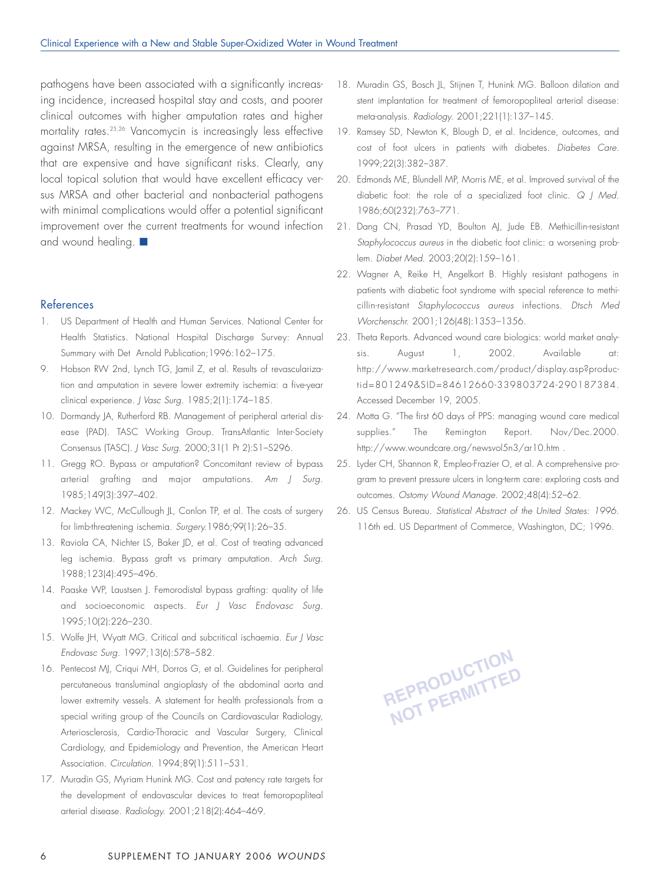pathogens have been associated with a significantly increasing incidence, increased hospital stay and costs, and poorer clinical outcomes with higher amputation rates and higher mortality rates.[25,26] Vancomycin is increasingly less effective against MRSA, resulting in the emergence of new antibiotics that are expensive and have significant risks. Clearly, any local topical solution that would have excellent efficacy versus MRSA and other bacterial and nonbacterial pathogens with minimal complications would offer a potential significant improvement over the current treatments for wound infection and wound healing. ■

## References

1. US Department of Health and Human Services. National Center for Health Statistics. National Hospital Discharge Survey: Annual Summary with Det Arnold Publication;1996:162–175.
9. Hobson RW 2nd, Lynch TG, Jamil Z, et al. Results of revascularization and amputation in severe lower extremity ischemia: a five-year clinical experience. *J Vasc Surg.* 1985;2(1):174–185.
10. Dormandy JA, Rutherford RB. Management of peripheral arterial disease (PAD). TASC Working Group. TransAtlantic Inter-Society Consensus (TASC). *J Vasc Surg.* 2000;31(1 Pt 2):S1–S296.
11. Gregg RO. Bypass or amputation? Concomitant review of bypass arterial grafting and major amputations. *Am J Surg.* 1985;149(3):397–402.
12. Mackey WC, McCullough JL, Conlon TP, et al. The costs of surgery for limb-threatening ischemia. *Surgery.*1986;99(1):26–35.
13. Raviola CA, Nichter LS, Baker JD, et al. Cost of treating advanced leg ischemia. Bypass graft vs primary amputation. *Arch Surg.* 1988;123(4):495–496.
14. Paaske WP, Laustsen J. Femorodistal bypass grafting: quality of life and socioeconomic aspects. *Eur J Vasc Endovasc Surg.* 1995;10(2):226–230.
15. Wolfe JH, Wyatt MG. Critical and subcritical ischaemia. *Eur J Vasc Endovasc Surg.* 1997;13(6):578–582.
16. Pentecost MJ, Criqui MH, Dorros G, et al. Guidelines for peripheral percutaneous transluminal angioplasty of the abdominal aorta and lower extremity vessels. A statement for health professionals from a special writing group of the Councils on Cardiovascular Radiology, Arteriosclerosis, Cardio-Thoracic and Vascular Surgery, Clinical Cardiology, and Epidemiology and Prevention, the American Heart Association. *Circulation.* 1994;89(1):511–531.
17. Muradin GS, Myriam Hunink MG. Cost and patency rate targets for the development of endovascular devices to treat femoropopliteal arterial disease. *Radiology.* 2001;218(2):464–469.
18. Muradin GS, Bosch JL, Stijnen T, Hunink MG. Balloon dilation and stent implantation for treatment of femoropopliteal arterial disease: meta-analysis. *Radiology.* 2001;221(1):137–145.
19. Ramsey SD, Newton K, Blough D, et al. Incidence, outcomes, and cost of foot ulcers in patients with diabetes. *Diabetes Care.* 1999;22(3):382–387.
20. Edmonds ME, Blundell MP, Morris ME, et al. Improved survival of the diabetic foot: the role of a specialized foot clinic. *Q J Med.* 1986;60(232):763–771.
21. Dang CN, Prasad YD, Boulton AJ, Jude EB. Methicillin-resistant *Staphylococcus aureus* in the diabetic foot clinic: a worsening problem. *Diabet Med.* 2003;20(2):159–161.
22. Wagner A, Reike H, Angelkort B. Highly resistant pathogens in patients with diabetic foot syndrome with special reference to methicillin-resistant *Staphylococcus aureus* infections. *Dtsch Med Worchenschr.* 2001;126(48):1353–1356.
23. Theta Reports. Advanced wound care biologics: world market analysis. August 1, 2002. Available at: http://www.marketresearch.com/product/display.asp?productid=801249&SID=84612660-339803724-290187384. Accessed December 19, 2005.
24. Motta G. "The first 60 days of PPS: managing wound care medical supplies." The Remington Report. Nov/Dec.2000. http://www.woundcare.org/newsvol5n3/ar10.htm .
25. Lyder CH, Shannon R, Empleo-Frazier O, et al. A comprehensive program to prevent pressure ulcers in long-term care: exploring costs and outcomes. *Ostomy Wound Manage.* 2002;48(4):52–62.
26. US Census Bureau. *Statistical Abstract of the United States: 1996.* 116th ed. US Department of Commerce, Washington, DC; 1996.

REPRODUCTION NOT PERMITTED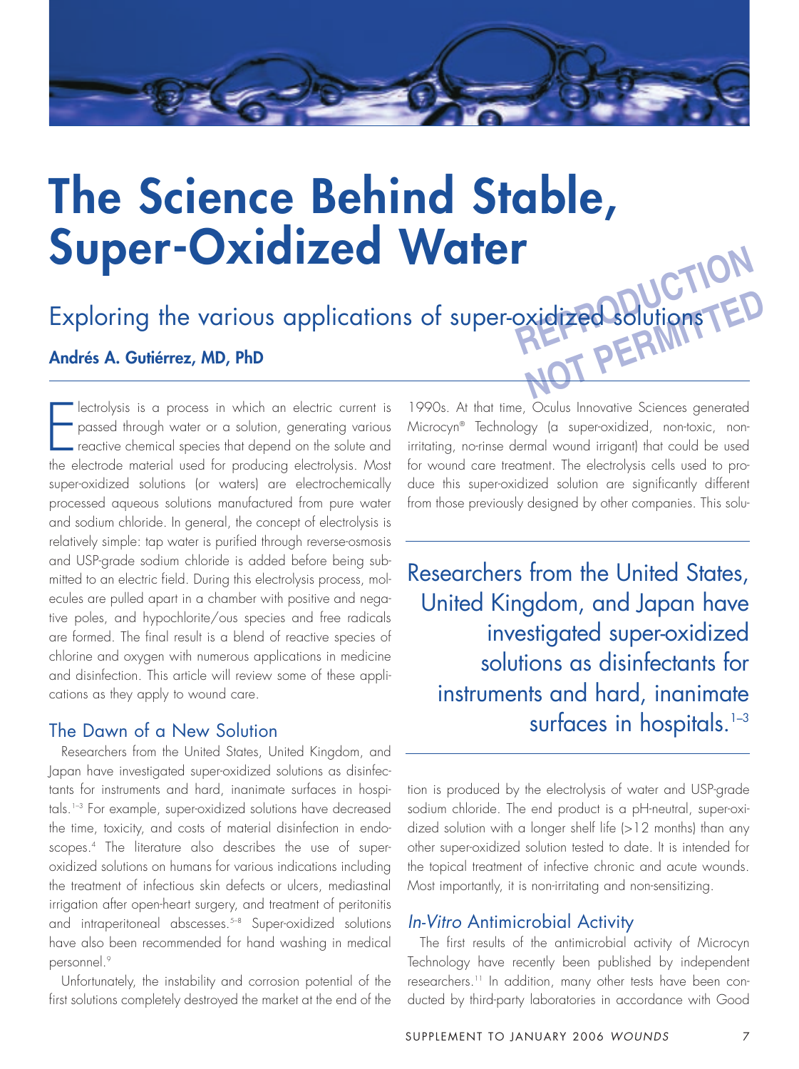# The Science Behind Stable, Super-Oxidized Water

## Exploring the various applications of super-oxidized solutions

**Andrés A. Gutiérrez, MD, PhD**

Electrolysis is a process in which an electric current is passed through water or a solution, generating various reactive chemical species that depend on the solute and the electrode material used for producing electrolysis. Most super-oxidized solutions (or waters) are electrochemically processed aqueous solutions manufactured from pure water and sodium chloride. In general, the concept of electrolysis is relatively simple: tap water is purified through reverse-osmosis and USP-grade sodium chloride is added before being submitted to an electric field. During this electrolysis process, molecules are pulled apart in a chamber with positive and negative poles, and hypochlorite/ous species and free radicals are formed. The final result is a blend of reactive species of chlorine and oxygen with numerous applications in medicine and disinfection. This article will review some of these applications as they apply to wound care.

### The Dawn of a New Solution

Researchers from the United States, United Kingdom, and Japan have investigated super-oxidized solutions as disinfectants for instruments and hard, inanimate surfaces in hospitals.[1–3] For example, super-oxidized solutions have decreased the time, toxicity, and costs of material disinfection in endoscopes.[4] The literature also describes the use of super-oxidized solutions on humans for various indications including the treatment of infectious skin defects or ulcers, mediastinal irrigation after open-heart surgery, and treatment of peritonitis and intraperitoneal abscesses.[5–8] Super-oxidized solutions have also been recommended for hand washing in medical personnel.[9]

Unfortunately, the instability and corrosion potential of the first solutions completely destroyed the market at the end of the 1990s. At that time, Oculus Innovative Sciences generated Microcyn® Technology (a super-oxidized, non-toxic, non-irritating, no-rinse dermal wound irrigant) that could be used for wound care treatment. The electrolysis cells used to produce this super-oxidized solution are significantly different from those previously designed by other companies. This solution is produced by the electrolysis of water and USP-grade sodium chloride. The end product is a pH-neutral, super-oxidized solution with a longer shelf life (>12 months) than any other super-oxidized solution tested to date. It is intended for the topical treatment of infective chronic and acute wounds. Most importantly, it is non-irritating and non-sensitizing.

> Researchers from the United States, United Kingdom, and Japan have investigated super-oxidized solutions as disinfectants for instruments and hard, inanimate surfaces in hospitals.[1–3]

### *In-Vitro* Antimicrobial Activity

The first results of the antimicrobial activity of Microcyn Technology have recently been published by independent researchers.[11] In addition, many other tests have been conducted by third-party laboratories in accordance with Good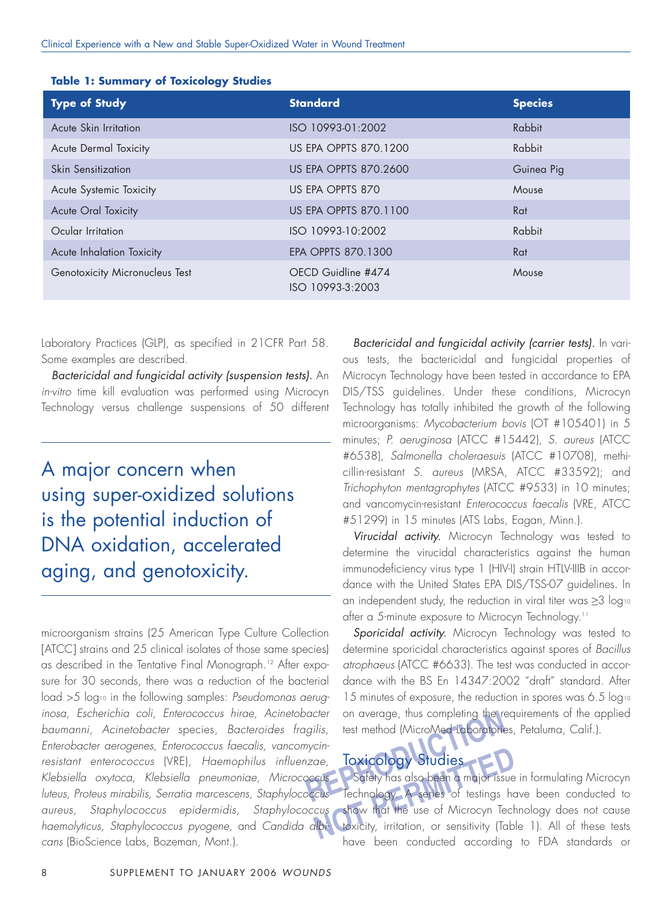**Table 1: Summary of Toxicology Studies**

| Type of Study | Standard | Species |
|---|---|---|
| Acute Skin Irritation | ISO 10993-01:2002 | Rabbit |
| Acute Dermal Toxicity | US EPA OPPTS 870.1200 | Rabbit |
| Skin Sensitization | US EPA OPPTS 870.2600 | Guinea Pig |
| Acute Systemic Toxicity | US EPA OPPTS 870 | Mouse |
| Acute Oral Toxicity | US EPA OPPTS 870.1100 | Rat |
| Ocular Irritation | ISO 10993-10:2002 | Rabbit |
| Acute Inhalation Toxicity | EPA OPPTS 870.1300 | Rat |
| Genotoxicity Micronucleus Test | OECD Guidline #474 ISO 10993-3:2003 | Mouse |

Laboratory Practices (GLP), as specified in 21CFR Part 58. Some examples are described.

*Bactericidal and fungicidal activity (suspension tests).* An *in-vitro* time kill evaluation was performed using Microcyn Technology versus challenge suspensions of 50 different microorganism strains (25 American Type Culture Collection [ATCC] strains and 25 clinical isolates of those same species) as described in the Tentative Final Monograph.[12] After exposure for 30 seconds, there was a reduction of the bacterial load >5 $\log_{10}$ in the following samples: *Pseudomonas aeruginosa, Escherichia coli, Enterococcus hirae, Acinetobacter baumanni, Acinetobacter* species, *Bacteroides fragilis, Enterobacter aerogenes, Enterococcus faecalis, vancomycin-resistant enterococcus* (VRE), *Haemophilus influenzae, Klebsiella oxytoca, Klebsiella pneumoniae, Micrococcus luteus, Proteus mirabilis, Serratia marcescens, Staphylococcus aureus, Staphylococcus epidermidis, Staphylococcus haemolyticus, Staphylococcus pyogene,* and *Candida albicans* (BioScience Labs, Bozeman, Mont.).

A major concern when using super-oxidized solutions is the potential induction of DNA oxidation, accelerated aging, and genotoxicity.

*Bactericidal and fungicidal activity (carrier tests).* In various tests, the bactericidal and fungicidal properties of Microcyn Technology have been tested in accordance to EPA DIS/TSS guidelines. Under these conditions, Microcyn Technology has totally inhibited the growth of the following microorganisms: *Mycobacterium bovis* (OT #105401) in 5 minutes; *P. aeruginosa* (ATCC #15442), *S. aureus* (ATCC #6538), *Salmonella choleraesuis* (ATCC #10708), methicillin-resistant *S. aureus* (MRSA, ATCC #33592); and *Trichophyton mentagrophytes* (ATCC #9533) in 10 minutes; and vancomycin-resistant *Enterococcus faecalis* (VRE, ATCC #51299) in 15 minutes (ATS Labs, Eagan, Minn.).

*Virucidal activity.* Microcyn Technology was tested to determine the virucidal characteristics against the human immunodeficiency virus type 1 (HIV-I) strain HTLV-IIIB in accordance with the United States EPA DIS/TSS-07 guidelines. In an independent study, the reduction in viral titer was ≥3 $\log_{10}$ after a 5-minute exposure to Microcyn Technology.[11]

*Sporicidal activity.* Microcyn Technology was tested to determine sporicidal characteristics against spores of *Bacillus atrophaeus* (ATCC #6633). The test was conducted in accordance with the BS En 14347:2002 "draft" standard. After 15 minutes of exposure, the reduction in spores was 6.5 $\log_{10}$ on average, thus completing the requirements of the applied test method (MicroMed Laboratories, Petaluma, Calif.).

## Toxicology Studies

Safety has also been a major issue in formulating Microcyn Technology. A series of testings have been conducted to show that the use of Microcyn Technology does not cause toxicity, irritation, or sensitivity (Table 1). All of these tests have been conducted according to FDA standards or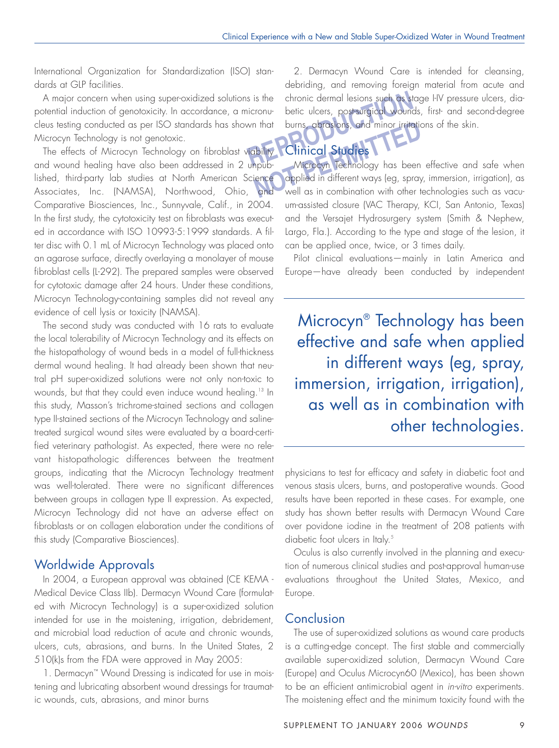International Organization for Standardization (ISO) standards at GLP facilities.

A major concern when using super-oxidized solutions is the potential induction of genotoxicity. In accordance, a micronucleus testing conducted as per ISO standards has shown that Microcyn Technology is not genotoxic.

The effects of Microcyn Technology on fibroblast viability and wound healing have also been addressed in 2 unpublished, third-party lab studies at North American Science Associates, Inc. (NAMSA), Northwood, Ohio, and Comparative Biosciences, Inc., Sunnyvale, Calif., in 2004. In the first study, the cytotoxicity test on fibroblasts was executed in accordance with ISO 10993-5:1999 standards. A filter disc with 0.1 mL of Microcyn Technology was placed onto an agarose surface, directly overlaying a monolayer of mouse fibroblast cells (L-292). The prepared samples were observed for cytotoxic damage after 24 hours. Under these conditions, Microcyn Technology-containing samples did not reveal any evidence of cell lysis or toxicity (NAMSA).

The second study was conducted with 16 rats to evaluate the local tolerability of Microcyn Technology and its effects on the histopathology of wound beds in a model of full-thickness dermal wound healing. It had already been shown that neutral pH super-oxidized solutions were not only non-toxic to wounds, but that they could even induce wound healing.[13] In this study, Masson's trichrome-stained sections and collagen type II-stained sections of the Microcyn Technology and saline-treated surgical wound sites were evaluated by a board-certified veterinary pathologist. As expected, there were no relevant histopathologic differences between the treatment groups, indicating that the Microcyn Technology treatment was well-tolerated. There were no significant differences between groups in collagen type II expression. As expected, Microcyn Technology did not have an adverse effect on fibroblasts or on collagen elaboration under the conditions of this study (Comparative Biosciences).

## Worldwide Approvals

In 2004, a European approval was obtained (CE KEMA - Medical Device Class IIb). Dermacyn Wound Care (formulated with Microcyn Technology) is a super-oxidized solution intended for use in the moistening, irrigation, debridement, and microbial load reduction of acute and chronic wounds, ulcers, cuts, abrasions, and burns. In the United States, 2 510(k)s from the FDA were approved in May 2005:

1. Dermacyn™ Wound Dressing is indicated for use in moistening and lubricating absorbent wound dressings for traumatic wounds, cuts, abrasions, and minor burns

2. Dermacyn Wound Care is intended for cleansing, debriding, and removing foreign material from acute and chronic dermal lesions such as stage I-IV pressure ulcers, diabetic ulcers, post-surgical wounds, first- and second-degree burns, abrasions, and minor irritations of the skin.

## Clinical Studies

Microcyn Technology has been effective and safe when applied in different ways (eg, spray, immersion, irrigation), as well as in combination with other technologies such as vacuum-assisted closure (VAC Therapy, KCI, San Antonio, Texas) and the Versajet Hydrosurgery system (Smith & Nephew, Largo, Fla.). According to the type and stage of the lesion, it can be applied once, twice, or 3 times daily.

Pilot clinical evaluations—mainly in Latin America and Europe—have already been conducted by independent physicians to test for efficacy and safety in diabetic foot and venous stasis ulcers, burns, and postoperative wounds. Good results have been reported in these cases. For example, one study has shown better results with Dermacyn Wound Care over povidone iodine in the treatment of 208 patients with diabetic foot ulcers in Italy.[5]

> Microcyn® Technology has been effective and safe when applied in different ways (eg, spray, immersion, irrigation, irrigation), as well as in combination with other technologies.

Oculus is also currently involved in the planning and execution of numerous clinical studies and post-approval human-use evaluations throughout the United States, Mexico, and Europe.

## Conclusion

The use of super-oxidized solutions as wound care products is a cutting-edge concept. The first stable and commercially available super-oxidized solution, Dermacyn Wound Care (Europe) and Oculus Microcyn60 (Mexico), has been shown to be an efficient antimicrobial agent in *in-vitro* experiments. The moistening effect and the minimum toxicity found with the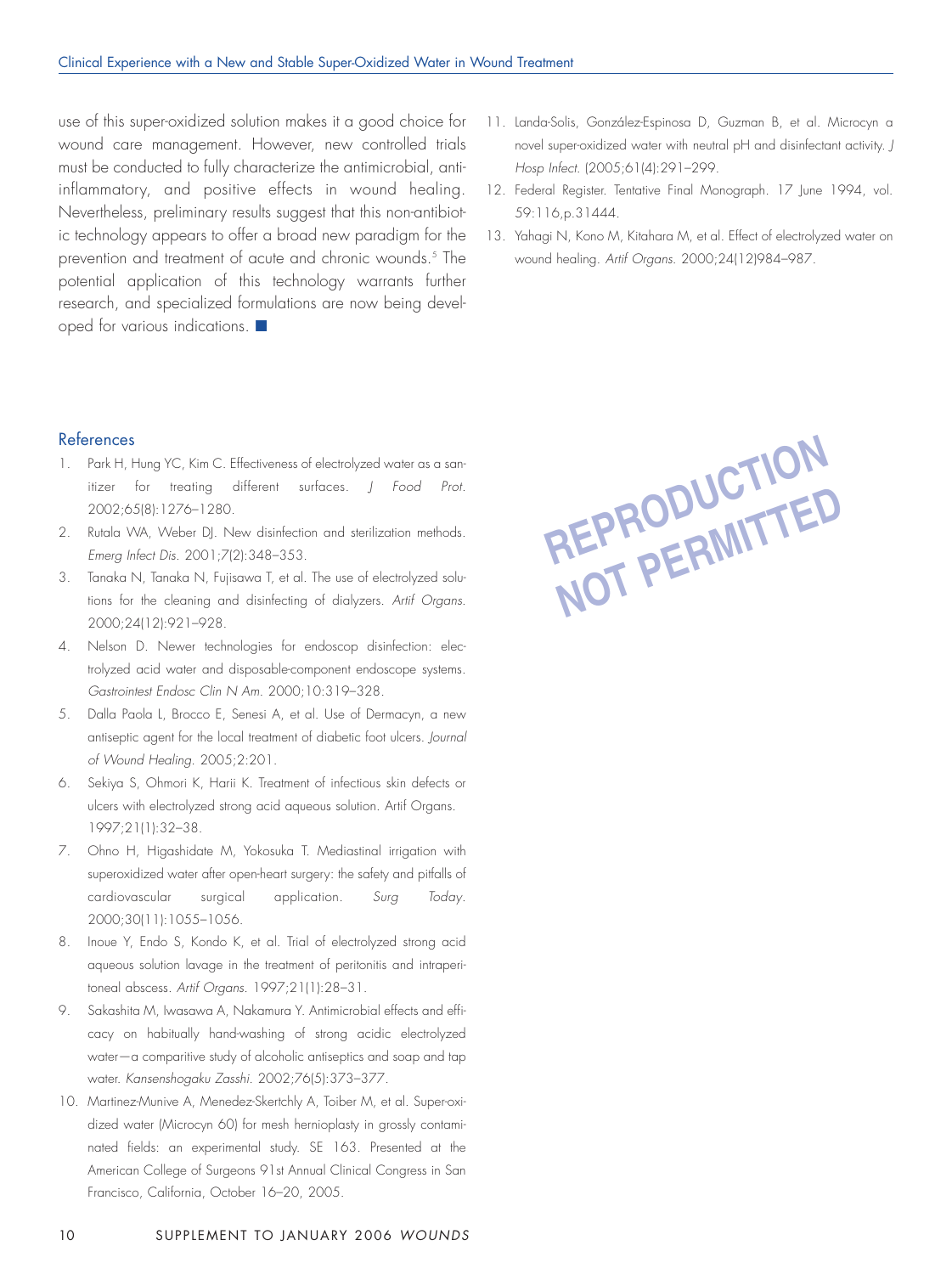use of this super-oxidized solution makes it a good choice for wound care management. However, new controlled trials must be conducted to fully characterize the antimicrobial, anti-inflammatory, and positive effects in wound healing. Nevertheless, preliminary results suggest that this non-antibiotic technology appears to offer a broad new paradigm for the prevention and treatment of acute and chronic wounds.[5] The potential application of this technology warrants further research, and specialized formulations are now being developed for various indications. ■

## References

1. Park H, Hung YC, Kim C. Effectiveness of electrolyzed water as a sanitizer for treating different surfaces. *J Food Prot.* 2002;65(8):1276–1280.
2. Rutala WA, Weber DJ. New disinfection and sterilization methods. *Emerg Infect Dis.* 2001;7(2):348–353.
3. Tanaka N, Tanaka N, Fujisawa T, et al. The use of electrolyzed solutions for the cleaning and disinfecting of dialyzers. *Artif Organs.* 2000;24(12):921–928.
4. Nelson D. Newer technologies for endoscop disinfection: electrolyzed acid water and disposable-component endoscope systems. *Gastrointest Endosc Clin N Am.* 2000;10:319–328.
5. Dalla Paola L, Brocco E, Senesi A, et al. Use of Dermacyn, a new antiseptic agent for the local treatment of diabetic foot ulcers. *Journal of Wound Healing.* 2005;2:201.
6. Sekiya S, Ohmori K, Harii K. Treatment of infectious skin defects or ulcers with electrolyzed strong acid aqueous solution. Artif Organs. 1997;21(1):32–38.
7. Ohno H, Higashidate M, Yokosuka T. Mediastinal irrigation with superoxidized water after open-heart surgery: the safety and pitfalls of cardiovascular surgical application. *Surg Today.* 2000;30(11):1055–1056.
8. Inoue Y, Endo S, Kondo K, et al. Trial of electrolyzed strong acid aqueous solution lavage in the treatment of peritonitis and intraperitoneal abscess. *Artif Organs.* 1997;21(1):28–31.
9. Sakashita M, Iwasawa A, Nakamura Y. Antimicrobial effects and efficacy on habitually hand-washing of strong acidic electrolyzed water—a comparitive study of alcoholic antiseptics and soap and tap water. *Kansenshogaku Zasshi.* 2002;76(5):373–377.
10. Martinez-Munive A, Menedez-Skertchly A, Toiber M, et al. Super-oxidized water (Microcyn 60) for mesh hernioplasty in grossly contaminated fields: an experimental study. SE 163. Presented at the American College of Surgeons 91st Annual Clinical Congress in San Francisco, California, October 16–20, 2005.
11. Landa-Solis, González-Espinosa D, Guzman B, et al. Microcyn a novel super-oxidized water with neutral pH and disinfectant activity. *J Hosp Infect.* (2005;61(4):291–299.
12. Federal Register. Tentative Final Monograph. 17 June 1994, vol. 59:116,p.31444.
13. Yahagi N, Kono M, Kitahara M, et al. Effect of electrolyzed water on wound healing. *Artif Organs.* 2000;24(12)984–987.

REPRODUCTION NOT PERMITTED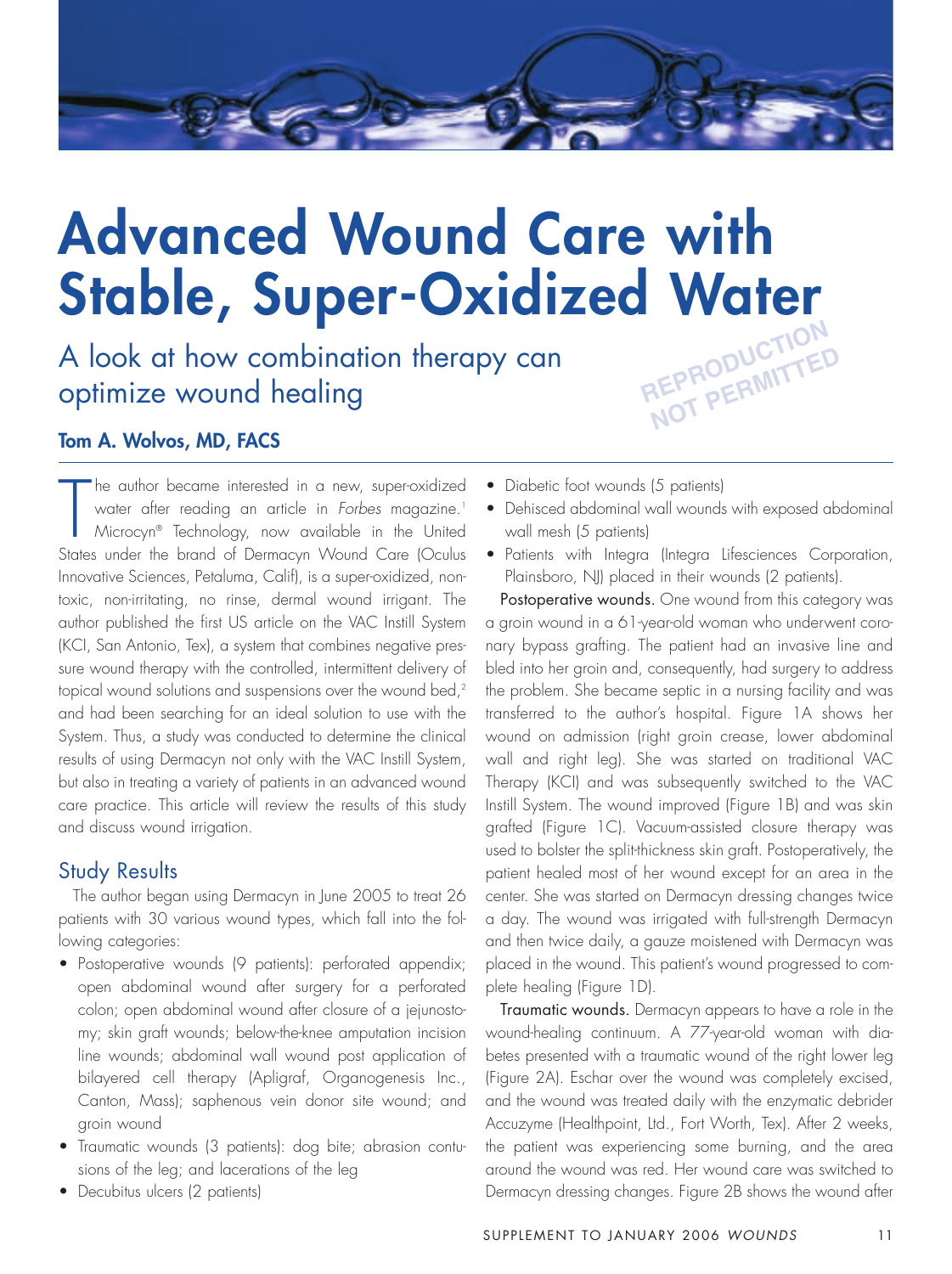# Advanced Wound Care with Stable, Super-Oxidized Water

## A look at how combination therapy can optimize wound healing

REPRODUCTION NOT PERMITTED

**Tom A. Wolvos, MD, FACS**

The author became interested in a new, super-oxidized water after reading an article in *Forbes* magazine.[1] Microcyn® Technology, now available in the United States under the brand of Dermacyn Wound Care (Oculus Innovative Sciences, Petaluma, Calif), is a super-oxidized, nontoxic, non-irritating, no rinse, dermal wound irrigant. The author published the first US article on the VAC Instill System (KCI, San Antonio, Tex), a system that combines negative pressure wound therapy with the controlled, intermittent delivery of topical wound solutions and suspensions over the wound bed,[2] and had been searching for an ideal solution to use with the System. Thus, a study was conducted to determine the clinical results of using Dermacyn not only with the VAC Instill System, but also in treating a variety of patients in an advanced wound care practice. This article will review the results of this study and discuss wound irrigation.

## Study Results

The author began using Dermacyn in June 2005 to treat 26 patients with 30 various wound types, which fall into the following categories:

- Postoperative wounds (9 patients): perforated appendix; open abdominal wound after surgery for a perforated colon; open abdominal wound after closure of a jejunostomy; skin graft wounds; below-the-knee amputation incision line wounds; abdominal wall wound post application of bilayered cell therapy (Apligraf, Organogenesis Inc., Canton, Mass); saphenous vein donor site wound; and groin wound
- Traumatic wounds (3 patients): dog bite; abrasion contusions of the leg; and lacerations of the leg
- Decubitus ulcers (2 patients)
- Diabetic foot wounds (5 patients)
- Dehisced abdominal wall wounds with exposed abdominal wall mesh (5 patients)
- Patients with Integra (Integra Lifesciences Corporation, Plainsboro, NJ) placed in their wounds (2 patients).

**Postoperative wounds.** One wound from this category was a groin wound in a 61-year-old woman who underwent coronary bypass grafting. The patient had an invasive line and bled into her groin and, consequently, had surgery to address the problem. She became septic in a nursing facility and was transferred to the author's hospital. Figure 1A shows her wound on admission (right groin crease, lower abdominal wall and right leg). She was started on traditional VAC Therapy (KCI) and was subsequently switched to the VAC Instill System. The wound improved (Figure 1B) and was skin grafted (Figure 1C). Vacuum-assisted closure therapy was used to bolster the split-thickness skin graft. Postoperatively, the patient healed most of her wound except for an area in the center. She was started on Dermacyn dressing changes twice a day. The wound was irrigated with full-strength Dermacyn and then twice daily, a gauze moistened with Dermacyn was placed in the wound. This patient's wound progressed to complete healing (Figure 1D).

**Traumatic wounds.** Dermacyn appears to have a role in the wound-healing continuum. A 77-year-old woman with diabetes presented with a traumatic wound of the right lower leg (Figure 2A). Eschar over the wound was completely excised, and the wound was treated daily with the enzymatic debrider Accuzyme (Healthpoint, Ltd., Fort Worth, Tex). After 2 weeks, the patient was experiencing some burning, and the area around the wound was red. Her wound care was switched to Dermacyn dressing changes. Figure 2B shows the wound after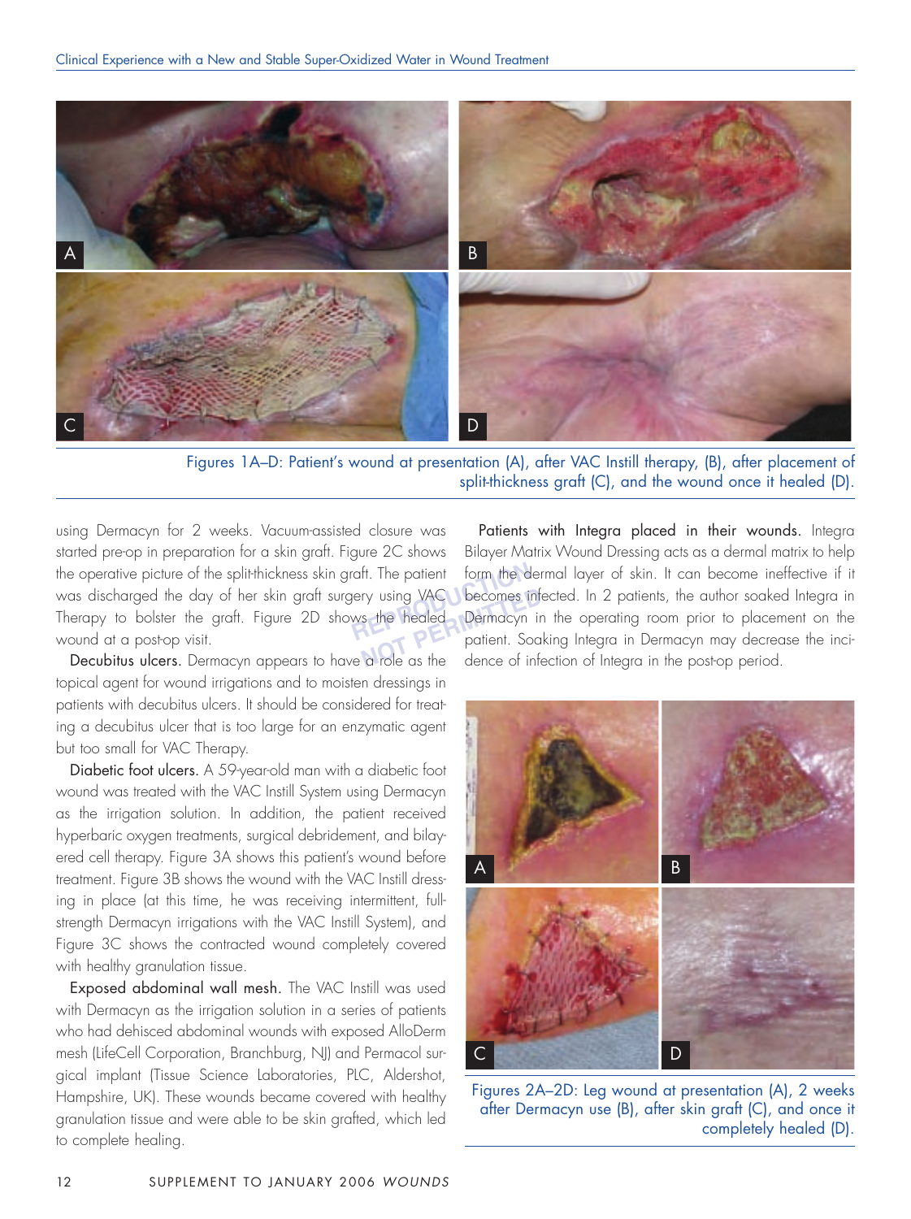Figures 1A–D: Patient's wound at presentation (A), after VAC Instill therapy, (B), after placement of split-thickness graft (C), and the wound once it healed (D).

using Dermacyn for 2 weeks. Vacuum-assisted closure was started pre-op in preparation for a skin graft. Figure 2C shows the operative picture of the split-thickness skin graft. The patient was discharged the day of her skin graft surgery using VAC Therapy to bolster the graft. Figure 2D shows the healed wound at a post-op visit.

**Decubitus ulcers.** Dermacyn appears to have a role as the topical agent for wound irrigations and to moisten dressings in patients with decubitus ulcers. It should be considered for treating a decubitus ulcer that is too large for an enzymatic agent but too small for VAC Therapy.

**Diabetic foot ulcers.** A 59-year-old man with a diabetic foot wound was treated with the VAC Instill System using Dermacyn as the irrigation solution. In addition, the patient received hyperbaric oxygen treatments, surgical debridement, and bilayered cell therapy. Figure 3A shows this patient's wound before treatment. Figure 3B shows the wound with the VAC Instill dressing in place (at this time, he was receiving intermittent, full-strength Dermacyn irrigations with the VAC Instill System), and Figure 3C shows the contracted wound completely covered with healthy granulation tissue.

**Exposed abdominal wall mesh.** The VAC Instill was used with Dermacyn as the irrigation solution in a series of patients who had dehisced abdominal wounds with exposed AlloDerm mesh (LifeCell Corporation, Branchburg, NJ) and Permacol surgical implant (Tissue Science Laboratories, PLC, Aldershot, Hampshire, UK). These wounds became covered with healthy granulation tissue and were able to be skin grafted, which led to complete healing.

**Patients with Integra placed in their wounds.** Integra Bilayer Matrix Wound Dressing acts as a dermal matrix to help form the dermal layer of skin. It can become ineffective if it becomes infected. In 2 patients, the author soaked Integra in Dermacyn in the operating room prior to placement on the patient. Soaking Integra in Dermacyn may decrease the incidence of infection of Integra in the post-op period.

Figures 2A–2D: Leg wound at presentation (A), 2 weeks after Dermacyn use (B), after skin graft (C), and once it completely healed (D).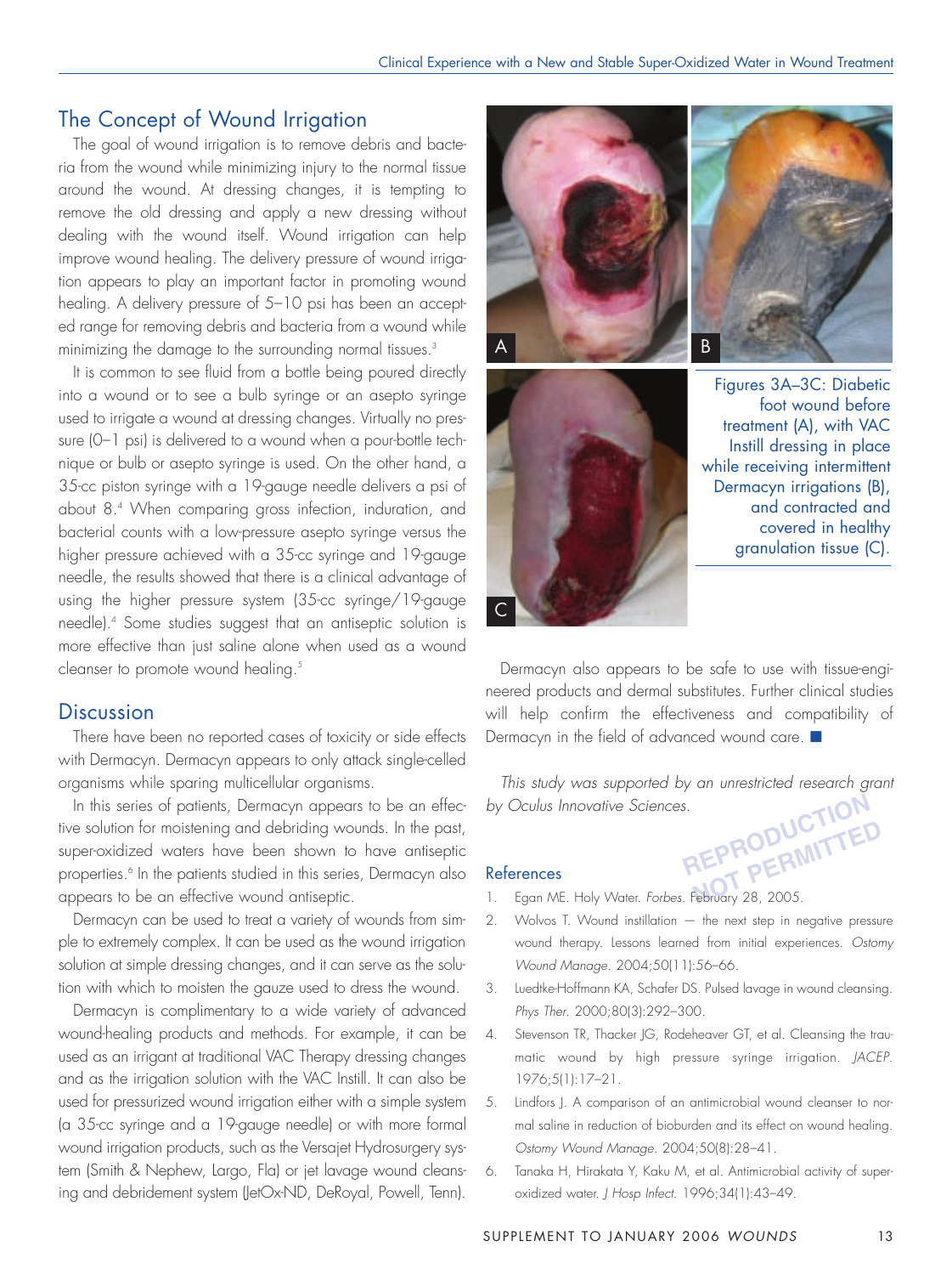## The Concept of Wound Irrigation

The goal of wound irrigation is to remove debris and bacteria from the wound while minimizing injury to the normal tissue around the wound. At dressing changes, it is tempting to remove the old dressing and apply a new dressing without dealing with the wound itself. Wound irrigation can help improve wound healing. The delivery pressure of wound irrigation appears to play an important factor in promoting wound healing. A delivery pressure of 5–10 psi has been an accepted range for removing debris and bacteria from a wound while minimizing the damage to the surrounding normal tissues.[3]

It is common to see fluid from a bottle being poured directly into a wound or to see a bulb syringe or an asepto syringe used to irrigate a wound at dressing changes. Virtually no pressure (0–1 psi) is delivered to a wound when a pour-bottle technique or bulb or asepto syringe is used. On the other hand, a 35-cc piston syringe with a 19-gauge needle delivers a psi of about 8.[4] When comparing gross infection, induration, and bacterial counts with a low-pressure asepto syringe versus the higher pressure achieved with a 35-cc syringe and 19-gauge needle, the results showed that there is a clinical advantage of using the higher pressure system (35-cc syringe/19-gauge needle).[4] Some studies suggest that an antiseptic solution is more effective than just saline alone when used as a wound cleanser to promote wound healing.[5]

## Discussion

There have been no reported cases of toxicity or side effects with Dermacyn. Dermacyn appears to only attack single-celled organisms while sparing multicellular organisms.

In this series of patients, Dermacyn appears to be an effective solution for moistening and debriding wounds. In the past, super-oxidized waters have been shown to have antiseptic properties.[6] In the patients studied in this series, Dermacyn also appears to be an effective wound antiseptic.

Dermacyn can be used to treat a variety of wounds from simple to extremely complex. It can be used as the wound irrigation solution at simple dressing changes, and it can serve as the solution with which to moisten the gauze used to dress the wound.

Dermacyn is complimentary to a wide variety of advanced wound-healing products and methods. For example, it can be used as an irrigant at traditional VAC Therapy dressing changes and as the irrigation solution with the VAC Instill. It can also be used for pressurized wound irrigation either with a simple system (a 35-cc syringe and a 19-gauge needle) or with more formal wound irrigation products, such as the Versajet Hydrosurgery system (Smith & Nephew, Largo, Fla) or jet lavage wound cleansing and debridement system (JetOx-ND, DeRoyal, Powell, Tenn).

Figures 3A–3C: Diabetic foot wound before treatment (A), with VAC Instill dressing in place while receiving intermittent Dermacyn irrigations (B), and contracted and covered in healthy granulation tissue (C).

Dermacyn also appears to be safe to use with tissue-engineered products and dermal substitutes. Further clinical studies will help confirm the effectiveness and compatibility of Dermacyn in the field of advanced wound care. ■

*This study was supported by an unrestricted research grant by Oculus Innovative Sciences.*

## References

1. Egan ME. Holy Water. *Forbes*. February 28, 2005.
2. Wolvos T. Wound instillation — the next step in negative pressure wound therapy. Lessons learned from initial experiences. *Ostomy Wound Manage*. 2004;50(11):56–66.
3. Luedtke-Hoffmann KA, Schafer DS. Pulsed lavage in wound cleansing. *Phys Ther*. 2000;80(3):292–300.
4. Stevenson TR, Thacker JG, Rodeheaver GT, et al. Cleansing the traumatic wound by high pressure syringe irrigation. *JACEP*. 1976;5(1):17–21.
5. Lindfors J. A comparison of an antimicrobial wound cleanser to normal saline in reduction of bioburden and its effect on wound healing. *Ostomy Wound Manage*. 2004;50(8):28–41.
6. Tanaka H, Hirakata Y, Kaku M, et al. Antimicrobial activity of superoxidized water. *J Hosp Infect*. 1996;34(1):43–49.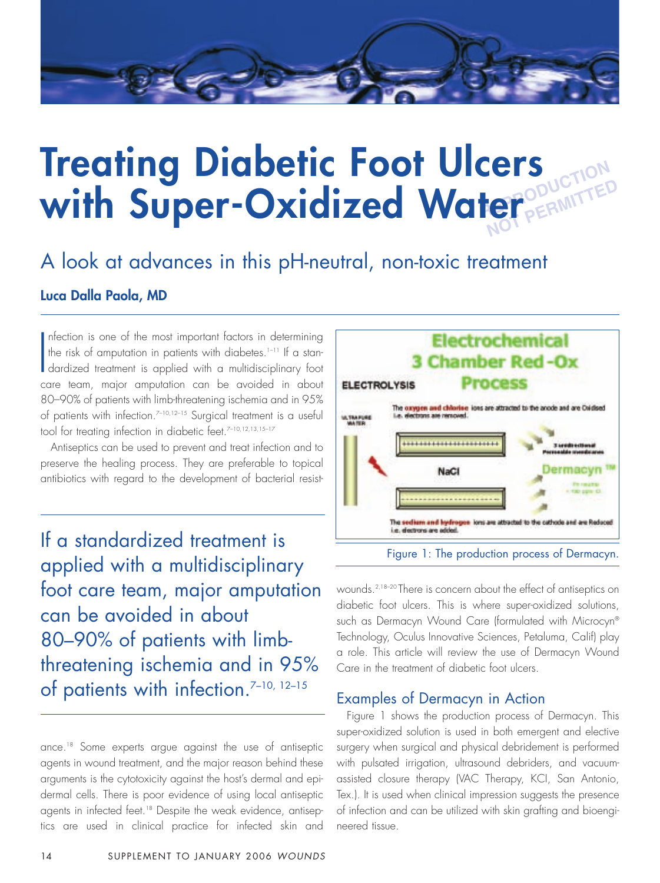# Treating Diabetic Foot Ulcers with Super-Oxidized Water

## A look at advances in this pH-neutral, non-toxic treatment

**Luca Dalla Paola, MD**

Infection is one of the most important factors in determining the risk of amputation in patients with diabetes.[1–11] If a standardized treatment is applied with a multidisciplinary foot care team, major amputation can be avoided in about 80–90% of patients with limb-threatening ischemia and in 95% of patients with infection.[7–10,12–15] Surgical treatment is a useful tool for treating infection in diabetic feet.[7–10,12,13,15–17]

Antiseptics can be used to prevent and treat infection and to preserve the healing process. They are preferable to topical antibiotics with regard to the development of bacterial resistance.[18] Some experts argue against the use of antiseptic agents in wound treatment, and the major reason behind these arguments is the cytotoxicity against the host's dermal and epidermal cells. There is poor evidence of using local antiseptic agents in infected feet.[18] Despite the weak evidence, antiseptics are used in clinical practice for infected skin and wounds.[2,18–20] There is concern about the effect of antiseptics on diabetic foot ulcers. This is where super-oxidized solutions, such as Dermacyn Wound Care (formulated with Microcyn® Technology, Oculus Innovative Sciences, Petaluma, Calif) play a role. This article will review the use of Dermacyn Wound Care in the treatment of diabetic foot ulcers.

> If a standardized treatment is applied with a multidisciplinary foot care team, major amputation can be avoided in about 80–90% of patients with limb-threatening ischemia and in 95% of patients with infection.[7–10, 12–15]

Electrochemical 3 Chamber Red-Ox Process

ELECTROLYSIS

ULTRAPURE WATER

The oxygen and chlorine ions are attracted to the anode and are Oxidised i.e. electrons are removed.

NaCl

2 unidirectional Permeable membranes

Dermacyn™

The sodium and hydrogen ions are attracted to the cathode and are Reduced i.e. electrons are added.

Figure 1: The production process of Dermacyn.

### Examples of Dermacyn in Action

Figure 1 shows the production process of Dermacyn. This super-oxidized solution is used in both emergent and elective surgery when surgical and physical debridement is performed with pulsated irrigation, ultrasound debriders, and vacuum-assisted closure therapy (VAC Therapy, KCI, San Antonio, Tex.). It is used when clinical impression suggests the presence of infection and can be utilized with skin grafting and bioengineered tissue.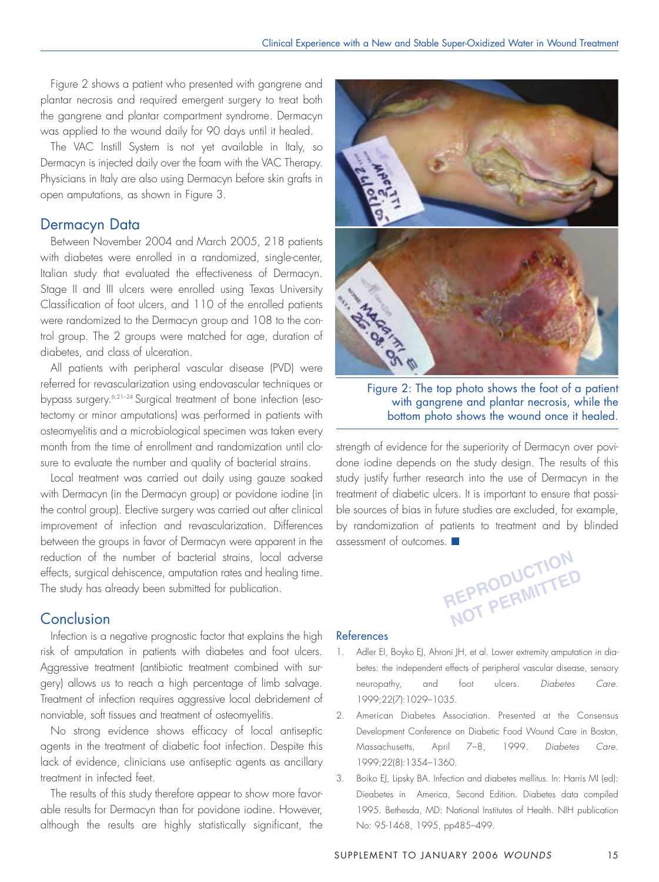Figure 2 shows a patient who presented with gangrene and plantar necrosis and required emergent surgery to treat both the gangrene and plantar compartment syndrome. Dermacyn was applied to the wound daily for 90 days until it healed.

The VAC Instill System is not yet available in Italy, so Dermacyn is injected daily over the foam with the VAC Therapy. Physicians in Italy are also using Dermacyn before skin grafts in open amputations, as shown in Figure 3.

## Dermacyn Data

Between November 2004 and March 2005, 218 patients with diabetes were enrolled in a randomized, single-center, Italian study that evaluated the effectiveness of Dermacyn. Stage II and III ulcers were enrolled using Texas University Classification of foot ulcers, and 110 of the enrolled patients were randomized to the Dermacyn group and 108 to the control group. The 2 groups were matched for age, duration of diabetes, and class of ulceration.

All patients with peripheral vascular disease (PVD) were referred for revascularization using endovascular techniques or bypass surgery.[6,21–24] Surgical treatment of bone infection (esotectomy or minor amputations) was performed in patients with osteomyelitis and a microbiological specimen was taken every month from the time of enrollment and randomization until closure to evaluate the number and quality of bacterial strains.

Local treatment was carried out daily using gauze soaked with Dermacyn (in the Dermacyn group) or povidone iodine (in the control group). Elective surgery was carried out after clinical improvement of infection and revascularization. Differences between the groups in favor of Dermacyn were apparent in the reduction of the number of bacterial strains, local adverse effects, surgical dehiscence, amputation rates and healing time. The study has already been submitted for publication.

## Conclusion

Infection is a negative prognostic factor that explains the high risk of amputation in patients with diabetes and foot ulcers. Aggressive treatment (antibiotic treatment combined with surgery) allows us to reach a high percentage of limb salvage. Treatment of infection requires aggressive local debridement of nonviable, soft tissues and treatment of osteomyelitis.

No strong evidence shows efficacy of local antiseptic agents in the treatment of diabetic foot infection. Despite this lack of evidence, clinicians use antiseptic agents as ancillary treatment in infected feet.

The results of this study therefore appear to show more favorable results for Dermacyn than for povidone iodine. However, although the results are highly statistically significant, the strength of evidence for the superiority of Dermacyn over povidone iodine depends on the study design. The results of this study justify further research into the use of Dermacyn in the treatment of diabetic ulcers. It is important to ensure that possible sources of bias in future studies are excluded, for example, by randomization of patients to treatment and by blinded assessment of outcomes. ■

Figure 2: The top photo shows the foot of a patient with gangrene and plantar necrosis, while the bottom photo shows the wound once it healed.

REPRODUCTION NOT PERMITTED

### References

1. Adler EI, Boyko EJ, Ahroni JH, et al. Lower extremity amputation in diabetes: the independent effects of peripheral vascular disease, sensory neuropathy, and foot ulcers. *Diabetes Care.* 1999;22(7):1029–1035.
2. American Diabetes Association. Presented at the Consensus Development Conference on Diabetic Food Wound Care in Boston, Massachusetts, April 7–8, 1999. *Diabetes Care.* 1999;22(8):1354–1360.
3. Boiko EJ, Lipsky BA. Infection and diabetes mellitus. In: Harris MI (ed): Dieabetes in America, Second Edition. Diabetes data compiled 1995. Bethesda, MD: National Institutes of Health. NIH publication No: 95-1468, 1995, pp485–499.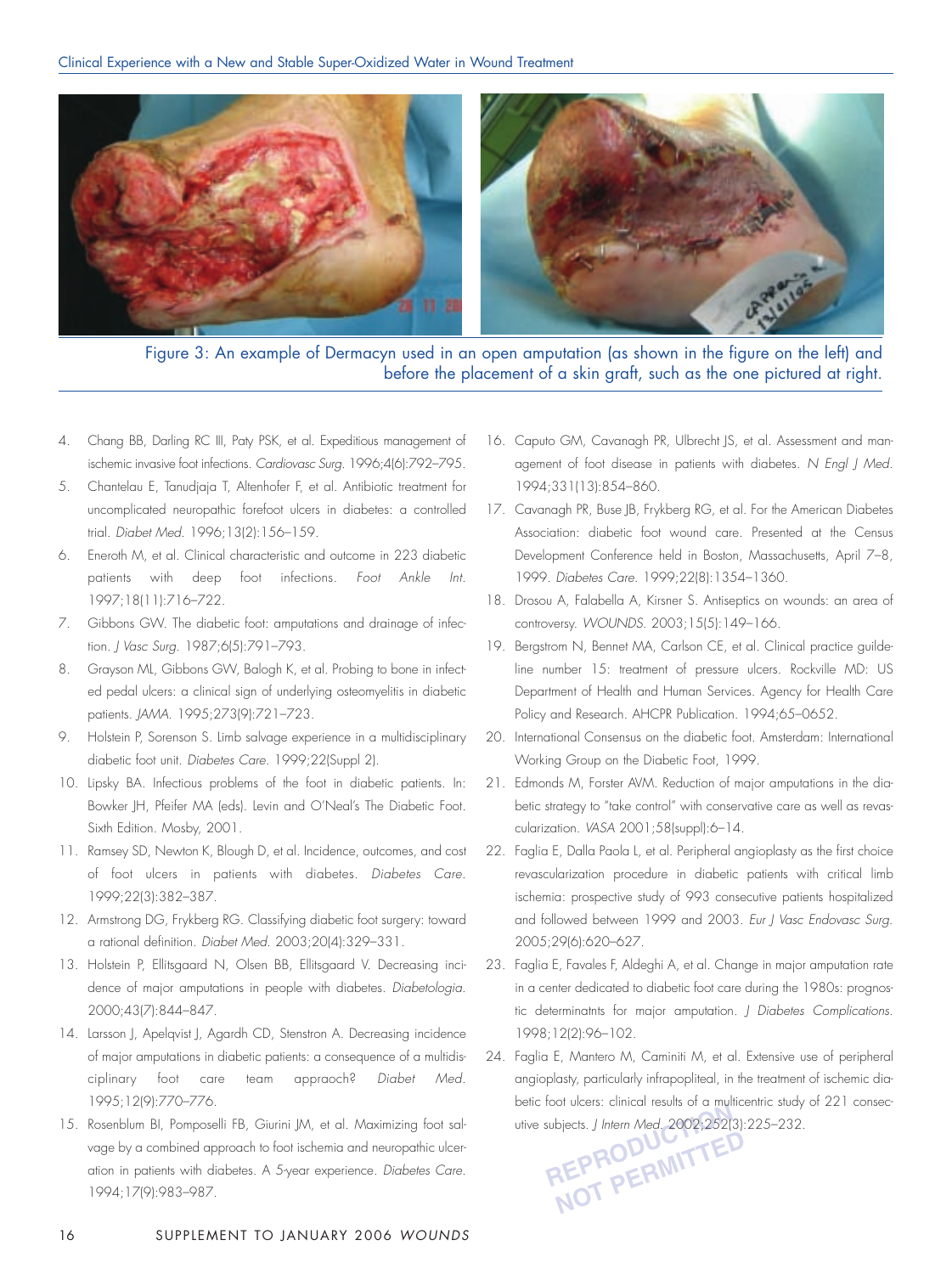Figure 3: An example of Dermacyn used in an open amputation (as shown in the figure on the left) and before the placement of a skin graft, such as the one pictured at right.

4. Chang BB, Darling RC III, Paty PSK, et al. Expeditious management of ischemic invasive foot infections. *Cardiovasc Surg.* 1996;4(6):792–795.
5. Chantelau E, Tanudjaja T, Altenhofer F, et al. Antibiotic treatment for uncomplicated neuropathic forefoot ulcers in diabetes: a controlled trial. *Diabet Med.* 1996;13(2):156–159.
6. Eneroth M, et al. Clinical characteristic and outcome in 223 diabetic patients with deep foot infections. *Foot Ankle Int.* 1997;18(11):716–722.
7. Gibbons GW. The diabetic foot: amputations and drainage of infection. *J Vasc Surg.* 1987;6(5):791–793.
8. Grayson ML, Gibbons GW, Balogh K, et al. Probing to bone in infected pedal ulcers: a clinical sign of underlying osteomyelitis in diabetic patients. *JAMA.* 1995;273(9):721–723.
9. Holstein P, Sorenson S. Limb salvage experience in a multidisciplinary diabetic foot unit. *Diabetes Care.* 1999;22(Suppl 2).
10. Lipsky BA. Infectious problems of the foot in diabetic patients. In: Bowker JH, Pfeifer MA (eds). Levin and O'Neal's The Diabetic Foot. Sixth Edition. Mosby, 2001.
11. Ramsey SD, Newton K, Blough D, et al. Incidence, outcomes, and cost of foot ulcers in patients with diabetes. *Diabetes Care.* 1999;22(3):382–387.
12. Armstrong DG, Frykberg RG. Classifying diabetic foot surgery: toward a rational definition. *Diabet Med.* 2003;20(4):329–331.
13. Holstein P, Ellitsgaard N, Olsen BB, Ellitsgaard V. Decreasing incidence of major amputations in people with diabetes. *Diabetologia.* 2000;43(7):844–847.
14. Larsson J, Apelqvist J, Agardh CD, Stenstron A. Decreasing incidence of major amputations in diabetic patients: a consequence of a multidisciplinary foot care team appraoch? *Diabet Med.* 1995;12(9):770–776.
15. Rosenblum BI, Pomposelli FB, Giurini JM, et al. Maximizing foot salvage by a combined approach to foot ischemia and neuropathic ulceration in patients with diabetes. A 5-year experience. *Diabetes Care.* 1994;17(9):983–987.
16. Caputo GM, Cavanagh PR, Ulbrecht JS, et al. Assessment and management of foot disease in patients with diabetes. *N Engl J Med.* 1994;331(13):854–860.
17. Cavanagh PR, Buse JB, Frykberg RG, et al. For the American Diabetes Association: diabetic foot wound care. Presented at the Census Development Conference held in Boston, Massachusetts, April 7–8, 1999. *Diabetes Care.* 1999;22(8):1354–1360.
18. Drosou A, Falabella A, Kirsner S. Antiseptics on wounds: an area of controversy. *WOUNDS.* 2003;15(5):149–166.
19. Bergstrom N, Bennet MA, Carlson CE, et al. Clinical practice guildeline number 15: treatment of pressure ulcers. Rockville MD: US Department of Health and Human Services. Agency for Health Care Policy and Research. AHCPR Publication. 1994;65–0652.
20. International Consensus on the diabetic foot. Amsterdam: International Working Group on the Diabetic Foot, 1999.
21. Edmonds M, Forster AVM. Reduction of major amputations in the diabetic strategy to "take control" with conservative care as well as revascularization. *VASA* 2001;58(suppl):6–14.
22. Faglia E, Dalla Paola L, et al. Peripheral angioplasty as the first choice revascularization procedure in diabetic patients with critical limb ischemia: prospective study of 993 consecutive patients hospitalized and followed between 1999 and 2003. *Eur J Vasc Endovasc Surg.* 2005;29(6):620–627.
23. Faglia E, Favales F, Aldeghi A, et al. Change in major amputation rate in a center dedicated to diabetic foot care during the 1980s: prognostic determinatnts for major amputation. *J Diabetes Complications.* 1998;12(2):96–102.
24. Faglia E, Mantero M, Caminiti M, et al. Extensive use of peripheral angioplasty, particularly infrapopliteal, in the treatment of ischemic diabetic foot ulcers: clinical results of a multicentric study of 221 consecutive subjects. *J Intern Med.* 2002;252(3):225–232.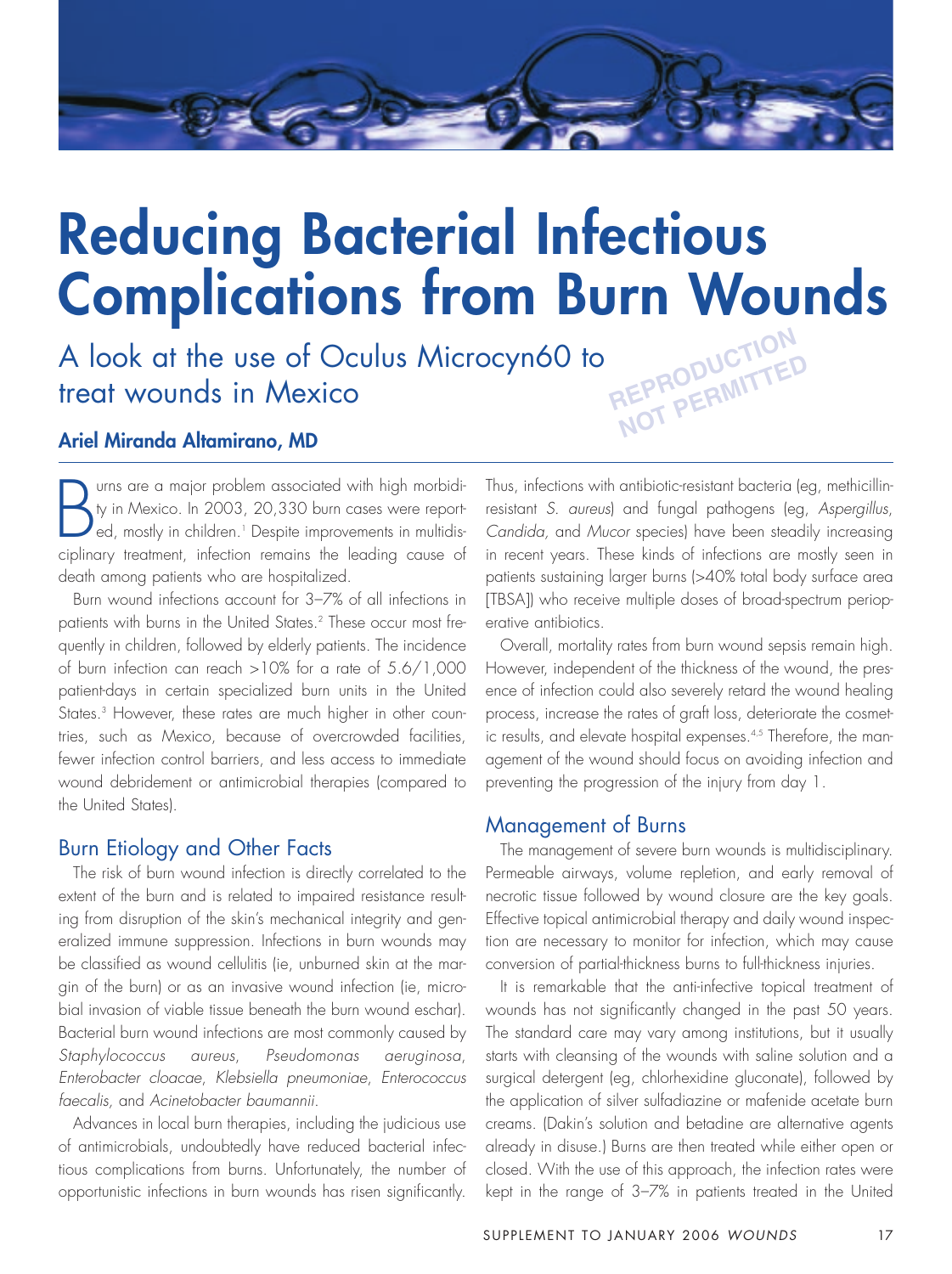# Reducing Bacterial Infectious Complications from Burn Wounds

## A look at the use of Oculus Microcyn60 to treat wounds in Mexico

REPRODUCTION NOT PERMITTED

**Ariel Miranda Altamirano, MD**

Burns are a major problem associated with high morbidity in Mexico. In 2003, 20,330 burn cases were reported, mostly in children.[1] Despite improvements in multidisciplinary treatment, infection remains the leading cause of death among patients who are hospitalized.

Burn wound infections account for 3–7% of all infections in patients with burns in the United States.[2] These occur most frequently in children, followed by elderly patients. The incidence of burn infection can reach >10% for a rate of 5.6/1,000 patient-days in certain specialized burn units in the United States.[3] However, these rates are much higher in other countries, such as Mexico, because of overcrowded facilities, fewer infection control barriers, and less access to immediate wound debridement or antimicrobial therapies (compared to the United States).

### Burn Etiology and Other Facts

The risk of burn wound infection is directly correlated to the extent of the burn and is related to impaired resistance resulting from disruption of the skin's mechanical integrity and generalized immune suppression. Infections in burn wounds may be classified as wound cellulitis (ie, unburned skin at the margin of the burn) or as an invasive wound infection (ie, microbial invasion of viable tissue beneath the burn wound eschar). Bacterial burn wound infections are most commonly caused by *Staphylococcus aureus*, *Pseudomonas aeruginosa*, *Enterobacter cloacae*, *Klebsiella pneumoniae*, *Enterococcus faecalis*, and *Acinetobacter baumannii*.

Advances in local burn therapies, including the judicious use of antimicrobials, undoubtedly have reduced bacterial infectious complications from burns. Unfortunately, the number of opportunistic infections in burn wounds has risen significantly. Thus, infections with antibiotic-resistant bacteria (eg, methicillin-resistant *S. aureus*) and fungal pathogens (eg, *Aspergillus*, *Candida,* and *Mucor* species) have been steadily increasing in recent years. These kinds of infections are mostly seen in patients sustaining larger burns (>40% total body surface area [TBSA]) who receive multiple doses of broad-spectrum perioperative antibiotics.

Overall, mortality rates from burn wound sepsis remain high. However, independent of the thickness of the wound, the presence of infection could also severely retard the wound healing process, increase the rates of graft loss, deteriorate the cosmetic results, and elevate hospital expenses.[4,5] Therefore, the management of the wound should focus on avoiding infection and preventing the progression of the injury from day 1.

### Management of Burns

The management of severe burn wounds is multidisciplinary. Permeable airways, volume repletion, and early removal of necrotic tissue followed by wound closure are the key goals. Effective topical antimicrobial therapy and daily wound inspection are necessary to monitor for infection, which may cause conversion of partial-thickness burns to full-thickness injuries.

It is remarkable that the anti-infective topical treatment of wounds has not significantly changed in the past 50 years. The standard care may vary among institutions, but it usually starts with cleansing of the wounds with saline solution and a surgical detergent (eg, chlorhexidine gluconate), followed by the application of silver sulfadiazine or mafenide acetate burn creams. (Dakin's solution and betadine are alternative agents already in disuse.) Burns are then treated while either open or closed. With the use of this approach, the infection rates were kept in the range of 3–7% in patients treated in the United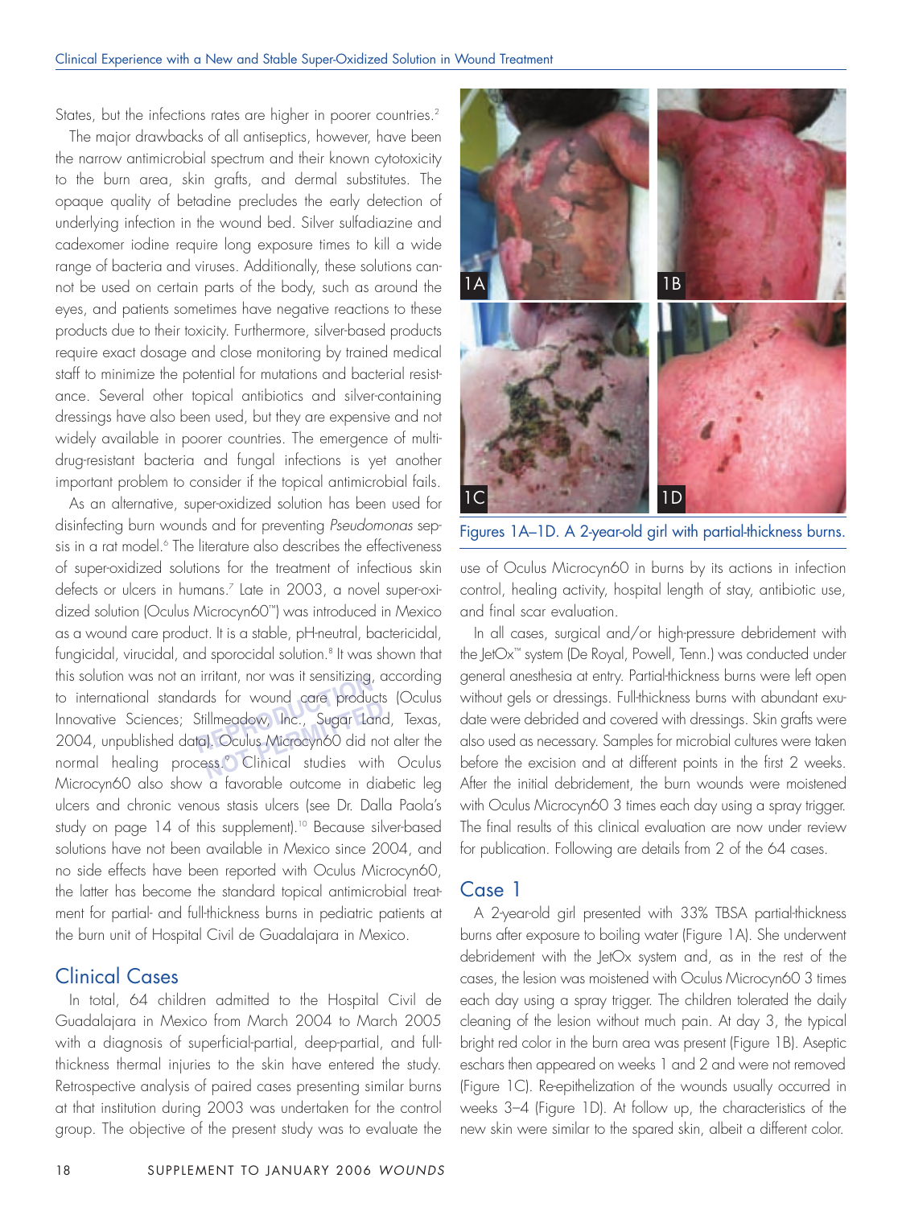States, but the infections rates are higher in poorer countries.[2]

The major drawbacks of all antiseptics, however, have been the narrow antimicrobial spectrum and their known cytotoxicity to the burn area, skin grafts, and dermal substitutes. The opaque quality of betadine precludes the early detection of underlying infection in the wound bed. Silver sulfadiazine and cadexomer iodine require long exposure times to kill a wide range of bacteria and viruses. Additionally, these solutions cannot be used on certain parts of the body, such as around the eyes, and patients sometimes have negative reactions to these products due to their toxicity. Furthermore, silver-based products require exact dosage and close monitoring by trained medical staff to minimize the potential for mutations and bacterial resistance. Several other topical antibiotics and silver-containing dressings have also been used, but they are expensive and not widely available in poorer countries. The emergence of multidrug-resistant bacteria and fungal infections is yet another important problem to consider if the topical antimicrobial fails.

As an alternative, super-oxidized solution has been used for disinfecting burn wounds and for preventing *Pseudomonas* sepsis in a rat model.[6] The literature also describes the effectiveness of super-oxidized solutions for the treatment of infectious skin defects or ulcers in humans.[7] Late in 2003, a novel super-oxidized solution (Oculus Microcyn60™) was introduced in Mexico as a wound care product. It is a stable, pH-neutral, bactericidal, fungicidal, virucidal, and sporocidal solution.[8] It was shown that this solution was not an irritant, nor was it sensitizing, according to international standards for wound care products (Oculus Innovative Sciences; Stillmeadow, Inc., Sugar Land, Texas, 2004, unpublished data). Oculus Microcyn60 did not alter the normal healing process.[9] Clinical studies with Oculus Microcyn60 also show a favorable outcome in diabetic leg ulcers and chronic venous stasis ulcers (see Dr. Dalla Paola's study on page 14 of this supplement).[10] Because silver-based solutions have not been available in Mexico since 2004, and no side effects have been reported with Oculus Microcyn60, the latter has become the standard topical antimicrobial treatment for partial- and full-thickness burns in pediatric patients at the burn unit of Hospital Civil de Guadalajara in Mexico.

## Clinical Cases

In total, 64 children admitted to the Hospital Civil de Guadalajara in Mexico from March 2004 to March 2005 with a diagnosis of superficial-partial, deep-partial, and full-thickness thermal injuries to the skin have entered the study. Retrospective analysis of paired cases presenting similar burns at that institution during 2003 was undertaken for the control group. The objective of the present study was to evaluate the use of Oculus Microcyn60 in burns by its actions in infection control, healing activity, hospital length of stay, antibiotic use, and final scar evaluation.

In all cases, surgical and/or high-pressure debridement with the JetOx™ system (De Royal, Powell, Tenn.) was conducted under general anesthesia at entry. Partial-thickness burns were left open without gels or dressings. Full-thickness burns with abundant exudate were debrided and covered with dressings. Skin grafts were also used as necessary. Samples for microbial cultures were taken before the excision and at different points in the first 2 weeks. After the initial debridement, the burn wounds were moistened with Oculus Microcyn60 3 times each day using a spray trigger. The final results of this clinical evaluation are now under review for publication. Following are details from 2 of the 64 cases.

Figures 1A–1D. A 2-year-old girl with partial-thickness burns.

## Case 1

A 2-year-old girl presented with 33% TBSA partial-thickness burns after exposure to boiling water (Figure 1A). She underwent debridement with the JetOx system and, as in the rest of the cases, the lesion was moistened with Oculus Microcyn60 3 times each day using a spray trigger. The children tolerated the daily cleaning of the lesion without much pain. At day 3, the typical bright red color in the burn area was present (Figure 1B). Aseptic eschars then appeared on weeks 1 and 2 and were not removed (Figure 1C). Re-epithelization of the wounds usually occurred in weeks 3–4 (Figure 1D). At follow up, the characteristics of the new skin were similar to the spared skin, albeit a different color.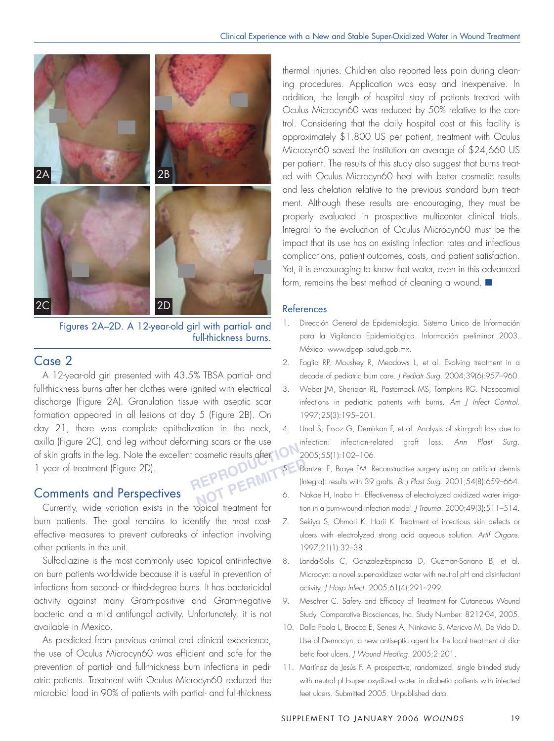2A 2B 2C 2D

Figures 2A–2D. A 12-year-old girl with partial- and full-thickness burns.

## Case 2

A 12-year-old girl presented with 43.5% TBSA partial- and full-thickness burns after her clothes were ignited with electrical discharge (Figure 2A). Granulation tissue with aseptic scar formation appeared in all lesions at day 5 (Figure 2B). On day 21, there was complete epithelization in the neck, axilla (Figure 2C), and leg without deforming scars or the use of skin grafts in the leg. Note the excellent cosmetic results after 1 year of treatment (Figure 2D).

## Comments and Perspectives

Currently, wide variation exists in the topical treatment for burn patients. The goal remains to identify the most cost-effective measures to prevent outbreaks of infection involving other patients in the unit.

Sulfadiazine is the most commonly used topical anti-infective on burn patients worldwide because it is useful in prevention of infections from second- or third-degree burns. It has bactericidal activity against many Gram-positive and Gram-negative bacteria and a mild antifungal activity. Unfortunately, it is not available in Mexico.

As predicted from previous animal and clinical experience, the use of Oculus Microcyn60 was efficient and safe for the prevention of partial- and full-thickness burn infections in pediatric patients. Treatment with Oculus Microcyn60 reduced the microbial load in 90% of patients with partial- and full-thickness thermal injuries. Children also reported less pain during cleaning procedures. Application was easy and inexpensive. In addition, the length of hospital stay of patients treated with Oculus Microcyn60 was reduced by 50% relative to the control. Considering that the daily hospital cost at this facility is approximately $1,800 US per patient, treatment with Oculus Microcyn60 saved the institution an average of $24,660 US per patient. The results of this study also suggest that burns treated with Oculus Microcyn60 heal with better cosmetic results and less chelation relative to the previous standard burn treatment. Although these results are encouraging, they must be properly evaluated in prospective multicenter clinical trials. Integral to the evaluation of Oculus Microcyn60 must be the impact that its use has on existing infection rates and infectious complications, patient outcomes, costs, and patient satisfaction. Yet, it is encouraging to know that water, even in this advanced form, remains the best method of cleaning a wound. ■

## References

1. Dirección General de Epidemiología. Sistema Unico de Información para la Vigilancia Epidemiológica. Información preliminar 2003. México. www.dgepi.salud.gob.mx.
2. Foglia RP, Moushey R, Meadows L, et al. Evolving treatment in a decade of pediatric burn care. *J Pediatr Surg.* 2004;39(6):957–960.
3. Weber JM, Sheridan RL, Pasternack MS, Tompkins RG. Nosocomial infections in pediatric patients with burns. *Am J Infect Control.* 1997;25(3):195–201.
4. Unal S, Ersoz G, Demirkan F, et al. Analysis of skin-graft loss due to infection: infection-related graft loss. *Ann Plast Surg.* 2005;55(1):102–106.
5. Dantzer E, Braye FM. Reconstructive surgery using an artificial dermis (Integra): results with 39 grafts. *Br J Plast Surg.* 2001;54(8):659–664.
6. Nakae H, Inaba H. Effectiveness of electrolyzed oxidized water irrigation in a burn-wound infection model. *J Trauma.* 2000;49(3):511–514.
7. Sekiya S, Ohmori K, Harii K. Treatment of infectious skin defects or ulcers with electrolyzed strong acid aqueous solution. *Artif Organs.* 1997;21(1):32–38.
8. Landa-Solis C, Gonzalez-Espinosa D, Guzman-Soriano B, et al. Microcyn: a novel super-oxidized water with neutral pH and disinfectant activity. *J Hosp Infect.* 2005;61(4):291–299.
9. Meschter C. Safety and Efficacy of Treatment for Cutaneous Wound Study. Comparative Biosciences, Inc. Study Number: 8212-04, 2005.
10. Dalla Paola L, Brocco E, Senesi A, Ninkovic S, Mericvo M, De Vido D. Use of Dermacyn, a new antiseptic agent for the local treatment of diabetic foot ulcers. *J Wound Healing.* 2005;2:201.
11. Martínez de Jesús F. A prospective, randomized, single blinded study with neutral pH-super oxydized water in diabetic patients with infected feet ulcers. Submitted 2005. Unpublished data.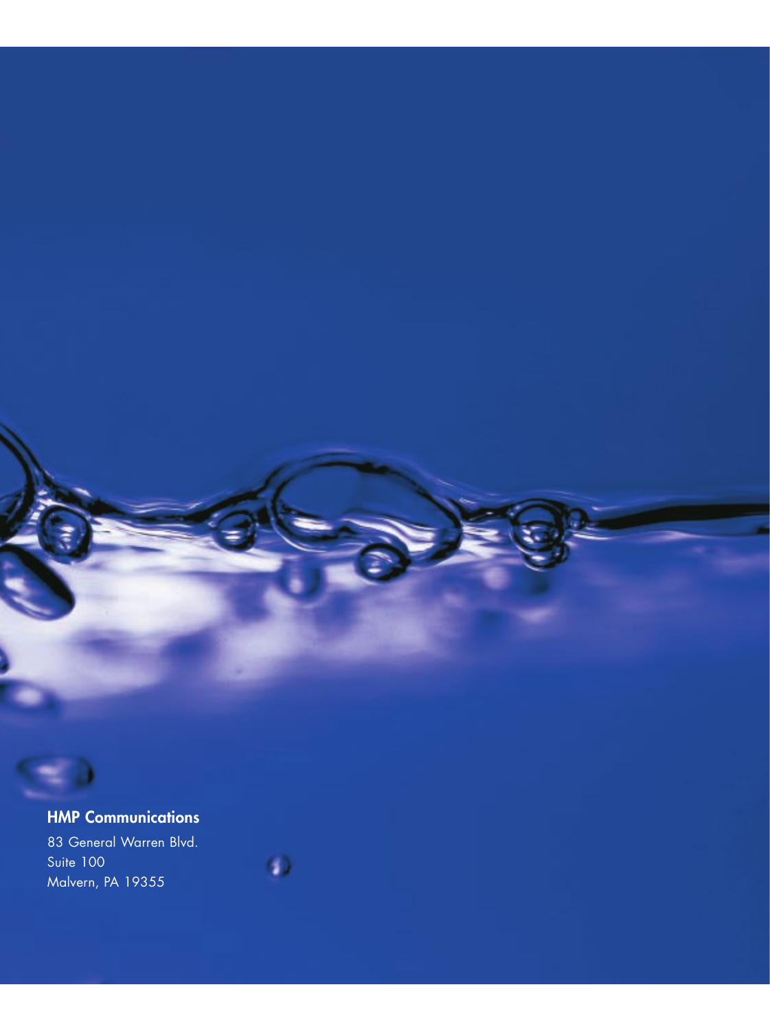**HMP Communications**

83 General Warren Blvd.
Suite 100
Malvern, PA 19355